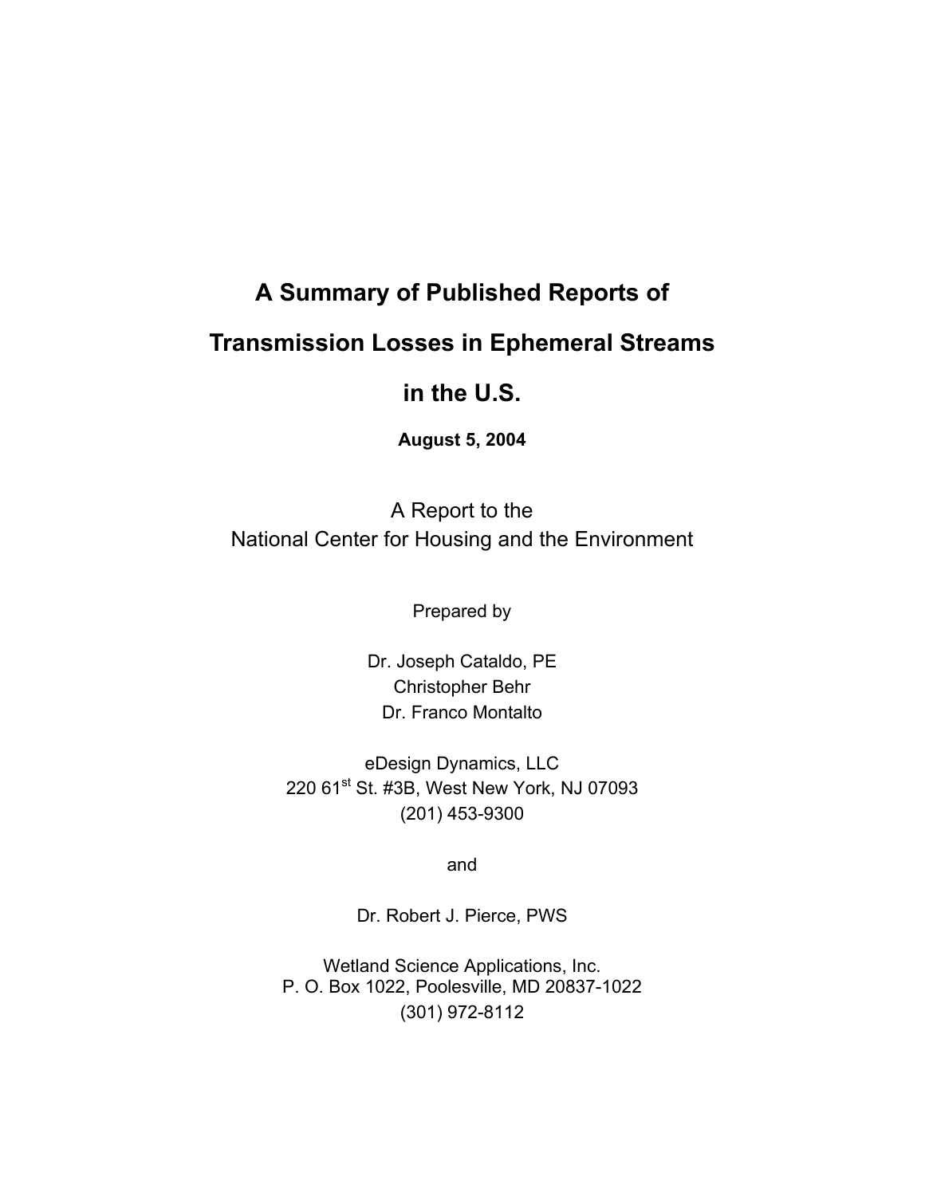# A Summary of Published Reports of Transmission Losses in Ephemeral Streams in the U.S.

**August 5, 2004**

A Report to the
National Center for Housing and the Environment

Prepared by

Dr. Joseph Cataldo, PE
Christopher Behr
Dr. Franco Montalto

eDesign Dynamics, LLC
220 61st St. #3B, West New York, NJ 07093
(201) 453-9300

and

Dr. Robert J. Pierce, PWS

Wetland Science Applications, Inc.
P. O. Box 1022, Poolesville, MD 20837-1022
(301) 972-8112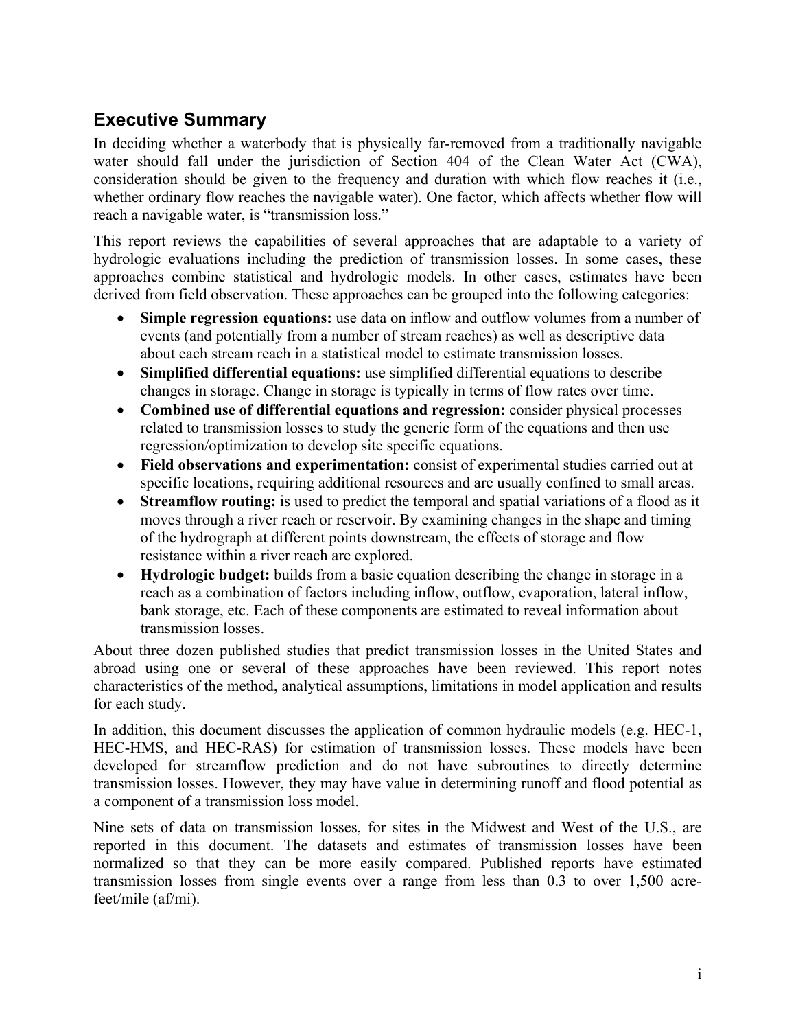## Executive Summary

In deciding whether a waterbody that is physically far-removed from a traditionally navigable water should fall under the jurisdiction of Section 404 of the Clean Water Act (CWA), consideration should be given to the frequency and duration with which flow reaches it (i.e., whether ordinary flow reaches the navigable water). One factor, which affects whether flow will reach a navigable water, is "transmission loss."

This report reviews the capabilities of several approaches that are adaptable to a variety of hydrologic evaluations including the prediction of transmission losses. In some cases, these approaches combine statistical and hydrologic models. In other cases, estimates have been derived from field observation. These approaches can be grouped into the following categories:

- **Simple regression equations:** use data on inflow and outflow volumes from a number of events (and potentially from a number of stream reaches) as well as descriptive data about each stream reach in a statistical model to estimate transmission losses.
- **Simplified differential equations:** use simplified differential equations to describe changes in storage. Change in storage is typically in terms of flow rates over time.
- **Combined use of differential equations and regression:** consider physical processes related to transmission losses to study the generic form of the equations and then use regression/optimization to develop site specific equations.
- **Field observations and experimentation:** consist of experimental studies carried out at specific locations, requiring additional resources and are usually confined to small areas.
- **Streamflow routing:** is used to predict the temporal and spatial variations of a flood as it moves through a river reach or reservoir. By examining changes in the shape and timing of the hydrograph at different points downstream, the effects of storage and flow resistance within a river reach are explored.
- **Hydrologic budget:** builds from a basic equation describing the change in storage in a reach as a combination of factors including inflow, outflow, evaporation, lateral inflow, bank storage, etc. Each of these components are estimated to reveal information about transmission losses.

About three dozen published studies that predict transmission losses in the United States and abroad using one or several of these approaches have been reviewed. This report notes characteristics of the method, analytical assumptions, limitations in model application and results for each study.

In addition, this document discusses the application of common hydraulic models (e.g. HEC-1, HEC-HMS, and HEC-RAS) for estimation of transmission losses. These models have been developed for streamflow prediction and do not have subroutines to directly determine transmission losses. However, they may have value in determining runoff and flood potential as a component of a transmission loss model.

Nine sets of data on transmission losses, for sites in the Midwest and West of the U.S., are reported in this document. The datasets and estimates of transmission losses have been normalized so that they can be more easily compared. Published reports have estimated transmission losses from single events over a range from less than 0.3 to over 1,500 acre-feet/mile (af/mi).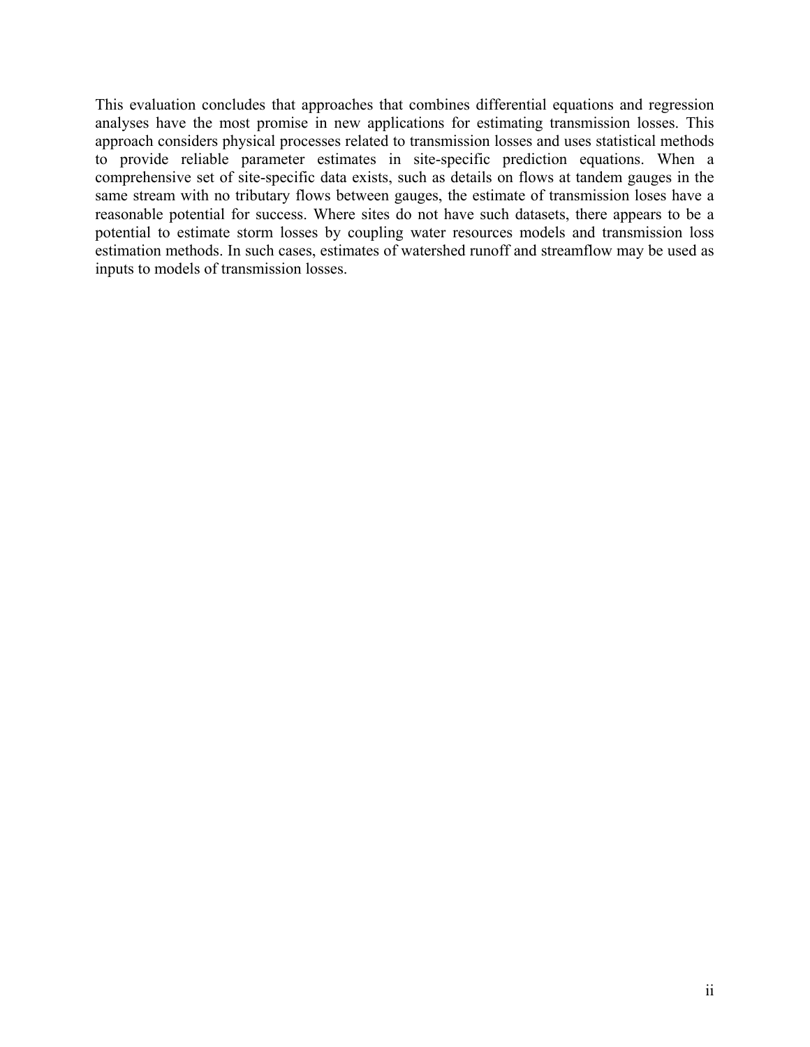This evaluation concludes that approaches that combines differential equations and regression analyses have the most promise in new applications for estimating transmission losses. This approach considers physical processes related to transmission losses and uses statistical methods to provide reliable parameter estimates in site-specific prediction equations. When a comprehensive set of site-specific data exists, such as details on flows at tandem gauges in the same stream with no tributary flows between gauges, the estimate of transmission loses have a reasonable potential for success. Where sites do not have such datasets, there appears to be a potential to estimate storm losses by coupling water resources models and transmission loss estimation methods. In such cases, estimates of watershed runoff and streamflow may be used as inputs to models of transmission losses.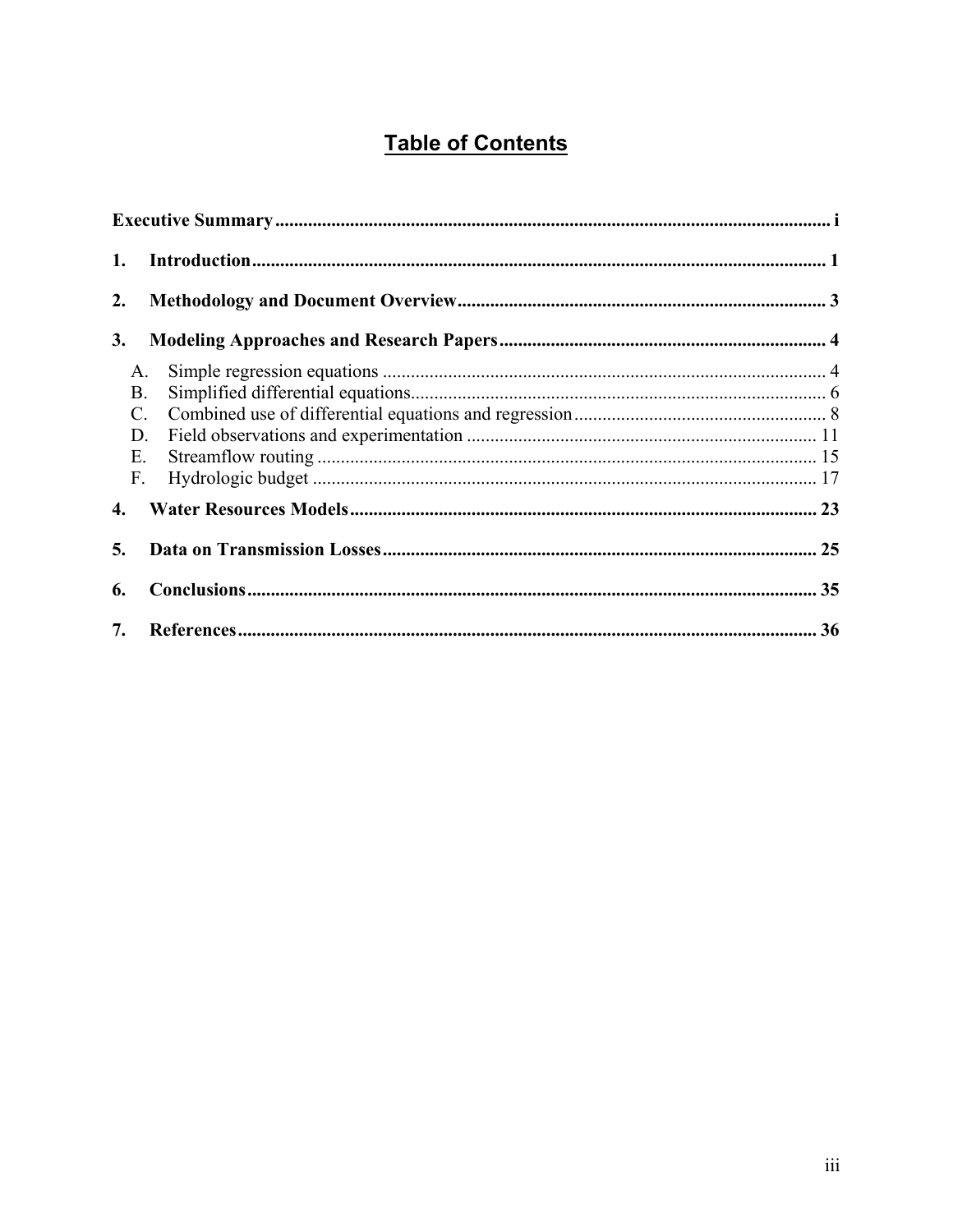# Table of Contents

**Executive Summary** ..... i

**1. Introduction** ..... 1

**2. Methodology and Document Overview** ..... 3

**3. Modeling Approaches and Research Papers** ..... 4

- A. Simple regression equations ..... 4
- B. Simplified differential equations ..... 6
- C. Combined use of differential equations and regression ..... 8
- D. Field observations and experimentation ..... 11
- E. Streamflow routing ..... 15
- F. Hydrologic budget ..... 17

**4. Water Resources Models** ..... 23

**5. Data on Transmission Losses** ..... 25

**6. Conclusions** ..... 35

**7. References** ..... 36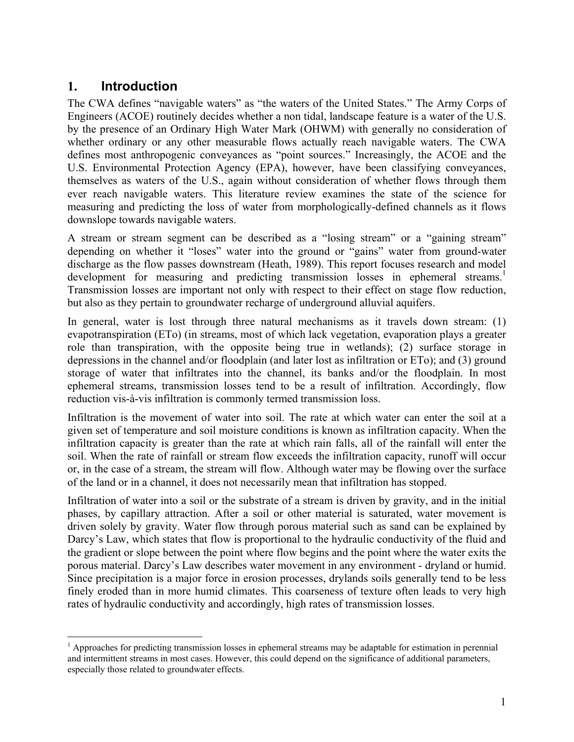# 1. Introduction

The CWA defines "navigable waters" as "the waters of the United States." The Army Corps of Engineers (ACOE) routinely decides whether a non tidal, landscape feature is a water of the U.S. by the presence of an Ordinary High Water Mark (OHWM) with generally no consideration of whether ordinary or any other measurable flows actually reach navigable waters. The CWA defines most anthropogenic conveyances as "point sources." Increasingly, the ACOE and the U.S. Environmental Protection Agency (EPA), however, have been classifying conveyances, themselves as waters of the U.S., again without consideration of whether flows through them ever reach navigable waters. This literature review examines the state of the science for measuring and predicting the loss of water from morphologically-defined channels as it flows downslope towards navigable waters.

A stream or stream segment can be described as a "losing stream" or a "gaining stream" depending on whether it "loses" water into the ground or "gains" water from ground-water discharge as the flow passes downstream (Heath, 1989). This report focuses research and model development for measuring and predicting transmission losses in ephemeral streams.[1] Transmission losses are important not only with respect to their effect on stage flow reduction, but also as they pertain to groundwater recharge of underground alluvial aquifers.

In general, water is lost through three natural mechanisms as it travels down stream: (1) evapotranspiration (ETo) (in streams, most of which lack vegetation, evaporation plays a greater role than transpiration, with the opposite being true in wetlands); (2) surface storage in depressions in the channel and/or floodplain (and later lost as infiltration or ETo); and (3) ground storage of water that infiltrates into the channel, its banks and/or the floodplain. In most ephemeral streams, transmission losses tend to be a result of infiltration. Accordingly, flow reduction vis-à-vis infiltration is commonly termed transmission loss.

Infiltration is the movement of water into soil. The rate at which water can enter the soil at a given set of temperature and soil moisture conditions is known as infiltration capacity. When the infiltration capacity is greater than the rate at which rain falls, all of the rainfall will enter the soil. When the rate of rainfall or stream flow exceeds the infiltration capacity, runoff will occur or, in the case of a stream, the stream will flow. Although water may be flowing over the surface of the land or in a channel, it does not necessarily mean that infiltration has stopped.

Infiltration of water into a soil or the substrate of a stream is driven by gravity, and in the initial phases, by capillary attraction. After a soil or other material is saturated, water movement is driven solely by gravity. Water flow through porous material such as sand can be explained by Darcy's Law, which states that flow is proportional to the hydraulic conductivity of the fluid and the gradient or slope between the point where flow begins and the point where the water exits the porous material. Darcy's Law describes water movement in any environment - dryland or humid. Since precipitation is a major force in erosion processes, drylands soils generally tend to be less finely eroded than in more humid climates. This coarseness of texture often leads to very high rates of hydraulic conductivity and accordingly, high rates of transmission losses.

[1] Approaches for predicting transmission losses in ephemeral streams may be adaptable for estimation in perennial and intermittent streams in most cases. However, this could depend on the significance of additional parameters, especially those related to groundwater effects.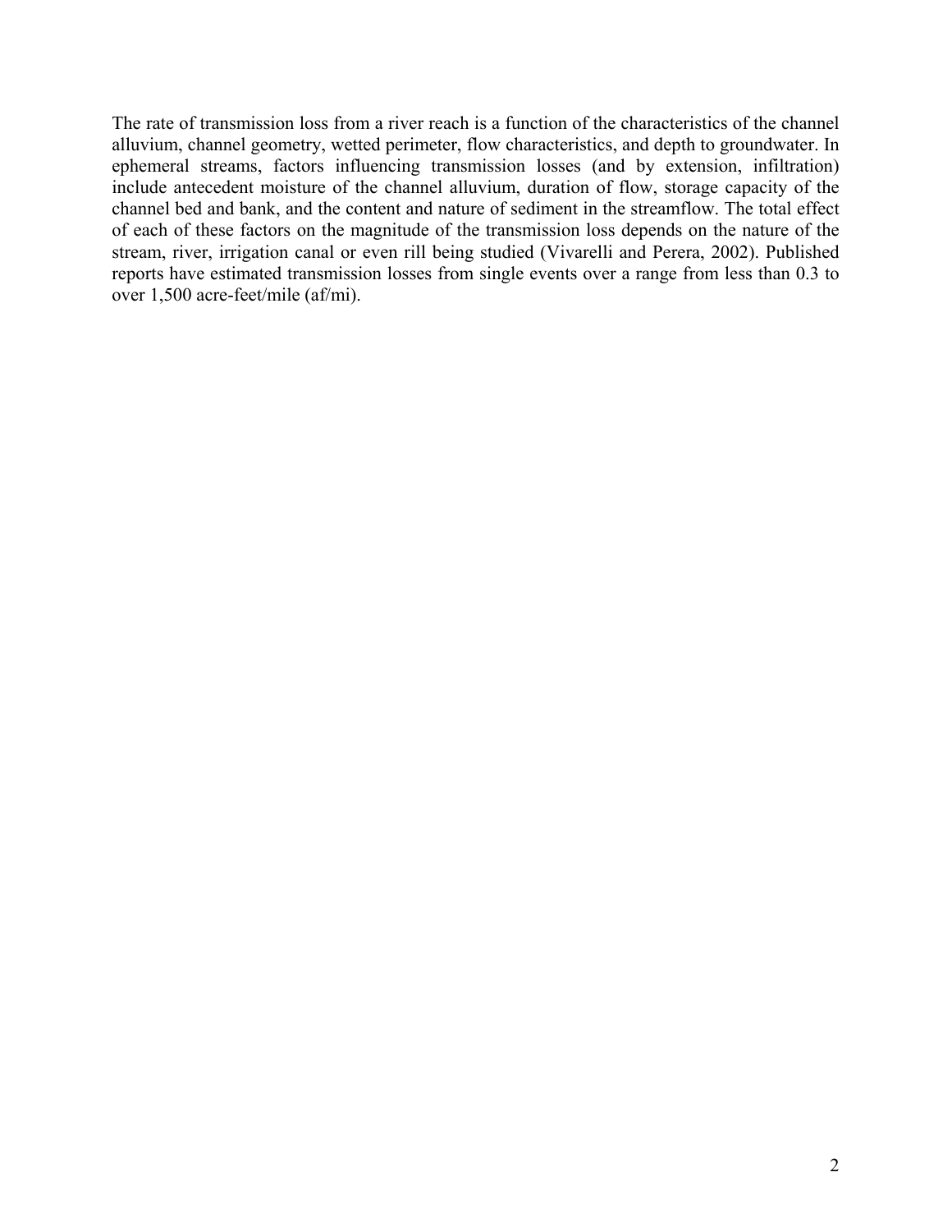The rate of transmission loss from a river reach is a function of the characteristics of the channel alluvium, channel geometry, wetted perimeter, flow characteristics, and depth to groundwater. In ephemeral streams, factors influencing transmission losses (and by extension, infiltration) include antecedent moisture of the channel alluvium, duration of flow, storage capacity of the channel bed and bank, and the content and nature of sediment in the streamflow. The total effect of each of these factors on the magnitude of the transmission loss depends on the nature of the stream, river, irrigation canal or even rill being studied (Vivarelli and Perera, 2002). Published reports have estimated transmission losses from single events over a range from less than 0.3 to over 1,500 acre-feet/mile (af/mi).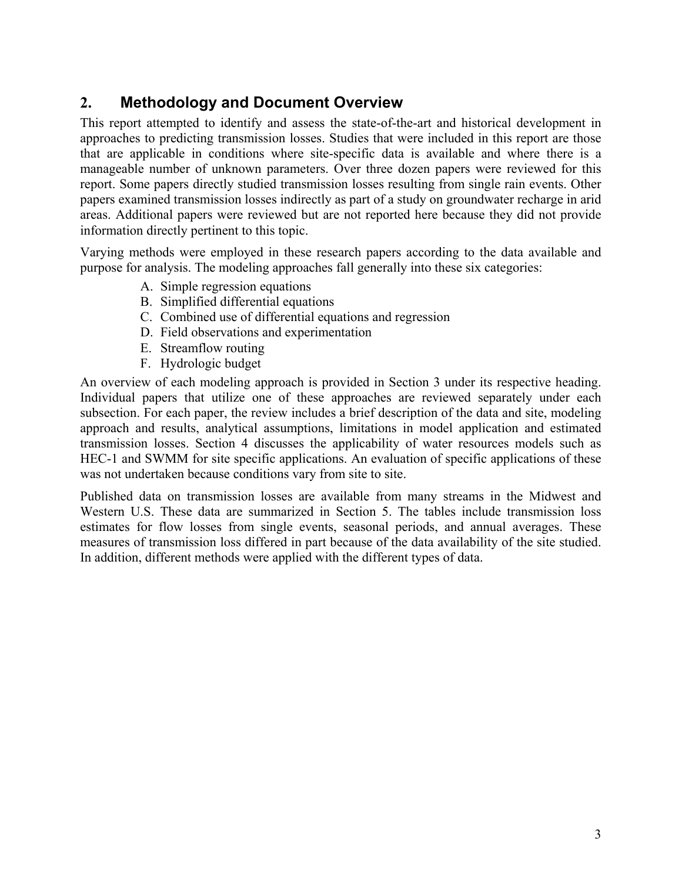## 2. Methodology and Document Overview

This report attempted to identify and assess the state-of-the-art and historical development in approaches to predicting transmission losses. Studies that were included in this report are those that are applicable in conditions where site-specific data is available and where there is a manageable number of unknown parameters. Over three dozen papers were reviewed for this report. Some papers directly studied transmission losses resulting from single rain events. Other papers examined transmission losses indirectly as part of a study on groundwater recharge in arid areas. Additional papers were reviewed but are not reported here because they did not provide information directly pertinent to this topic.

Varying methods were employed in these research papers according to the data available and purpose for analysis. The modeling approaches fall generally into these six categories:

A. Simple regression equations
B. Simplified differential equations
C. Combined use of differential equations and regression
D. Field observations and experimentation
E. Streamflow routing
F. Hydrologic budget

An overview of each modeling approach is provided in Section 3 under its respective heading. Individual papers that utilize one of these approaches are reviewed separately under each subsection. For each paper, the review includes a brief description of the data and site, modeling approach and results, analytical assumptions, limitations in model application and estimated transmission losses. Section 4 discusses the applicability of water resources models such as HEC-1 and SWMM for site specific applications. An evaluation of specific applications of these was not undertaken because conditions vary from site to site.

Published data on transmission losses are available from many streams in the Midwest and Western U.S. These data are summarized in Section 5. The tables include transmission loss estimates for flow losses from single events, seasonal periods, and annual averages. These measures of transmission loss differed in part because of the data availability of the site studied. In addition, different methods were applied with the different types of data.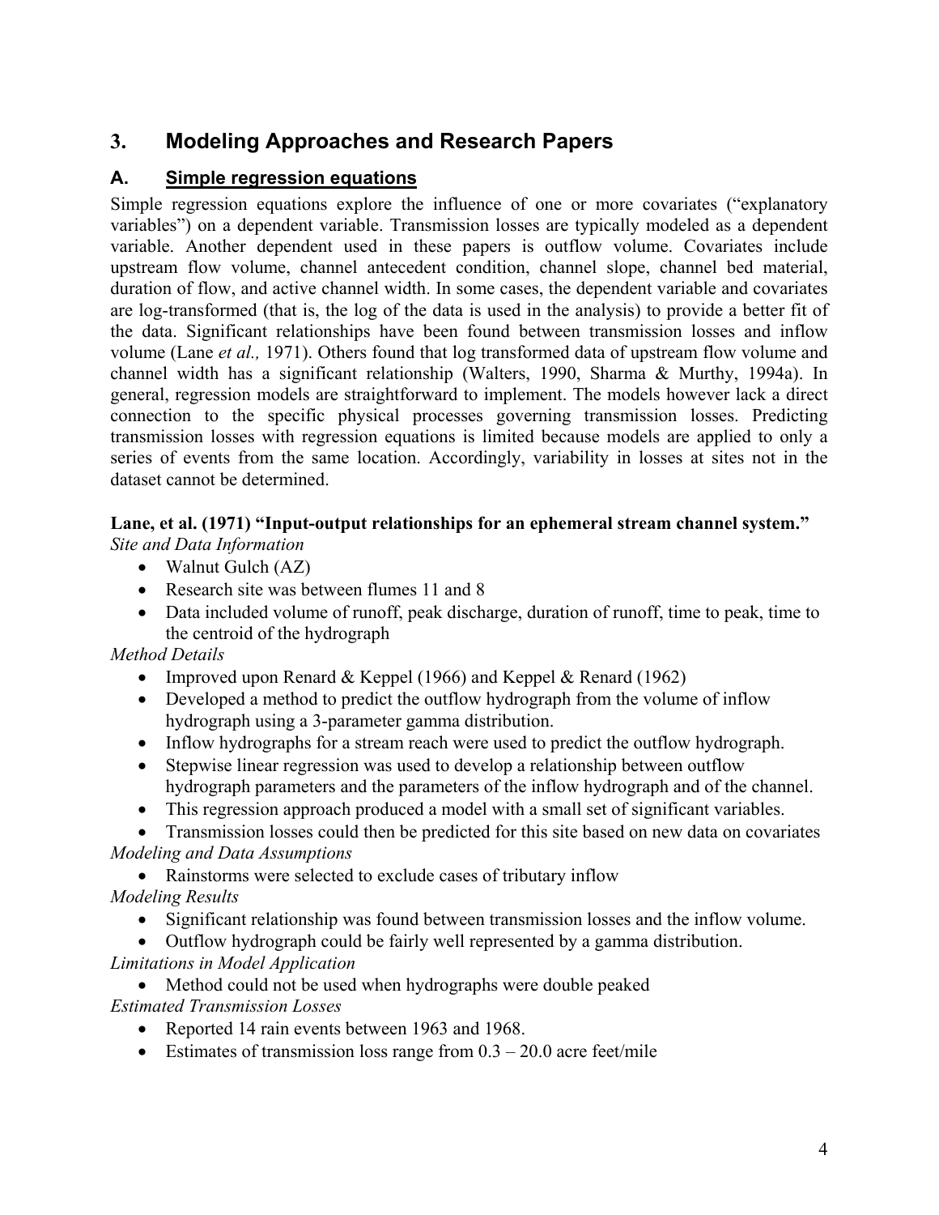## 3. Modeling Approaches and Research Papers

### A. Simple regression equations

Simple regression equations explore the influence of one or more covariates ("explanatory variables") on a dependent variable. Transmission losses are typically modeled as a dependent variable. Another dependent used in these papers is outflow volume. Covariates include upstream flow volume, channel antecedent condition, channel slope, channel bed material, duration of flow, and active channel width. In some cases, the dependent variable and covariates are log-transformed (that is, the log of the data is used in the analysis) to provide a better fit of the data. Significant relationships have been found between transmission losses and inflow volume (Lane *et al.,* 1971). Others found that log transformed data of upstream flow volume and channel width has a significant relationship (Walters, 1990, Sharma & Murthy, 1994a). In general, regression models are straightforward to implement. The models however lack a direct connection to the specific physical processes governing transmission losses. Predicting transmission losses with regression equations is limited because models are applied to only a series of events from the same location. Accordingly, variability in losses at sites not in the dataset cannot be determined.

**Lane, et al. (1971) "Input-output relationships for an ephemeral stream channel system."**

*Site and Data Information*

- Walnut Gulch (AZ)
- Research site was between flumes 11 and 8
- Data included volume of runoff, peak discharge, duration of runoff, time to peak, time to the centroid of the hydrograph

*Method Details*

- Improved upon Renard & Keppel (1966) and Keppel & Renard (1962)
- Developed a method to predict the outflow hydrograph from the volume of inflow hydrograph using a 3-parameter gamma distribution.
- Inflow hydrographs for a stream reach were used to predict the outflow hydrograph.
- Stepwise linear regression was used to develop a relationship between outflow hydrograph parameters and the parameters of the inflow hydrograph and of the channel.
- This regression approach produced a model with a small set of significant variables.
- Transmission losses could then be predicted for this site based on new data on covariates

*Modeling and Data Assumptions*

- Rainstorms were selected to exclude cases of tributary inflow

*Modeling Results*

- Significant relationship was found between transmission losses and the inflow volume.
- Outflow hydrograph could be fairly well represented by a gamma distribution.

*Limitations in Model Application*

- Method could not be used when hydrographs were double peaked

*Estimated Transmission Losses*

- Reported 14 rain events between 1963 and 1968.
- Estimates of transmission loss range from 0.3 – 20.0 acre feet/mile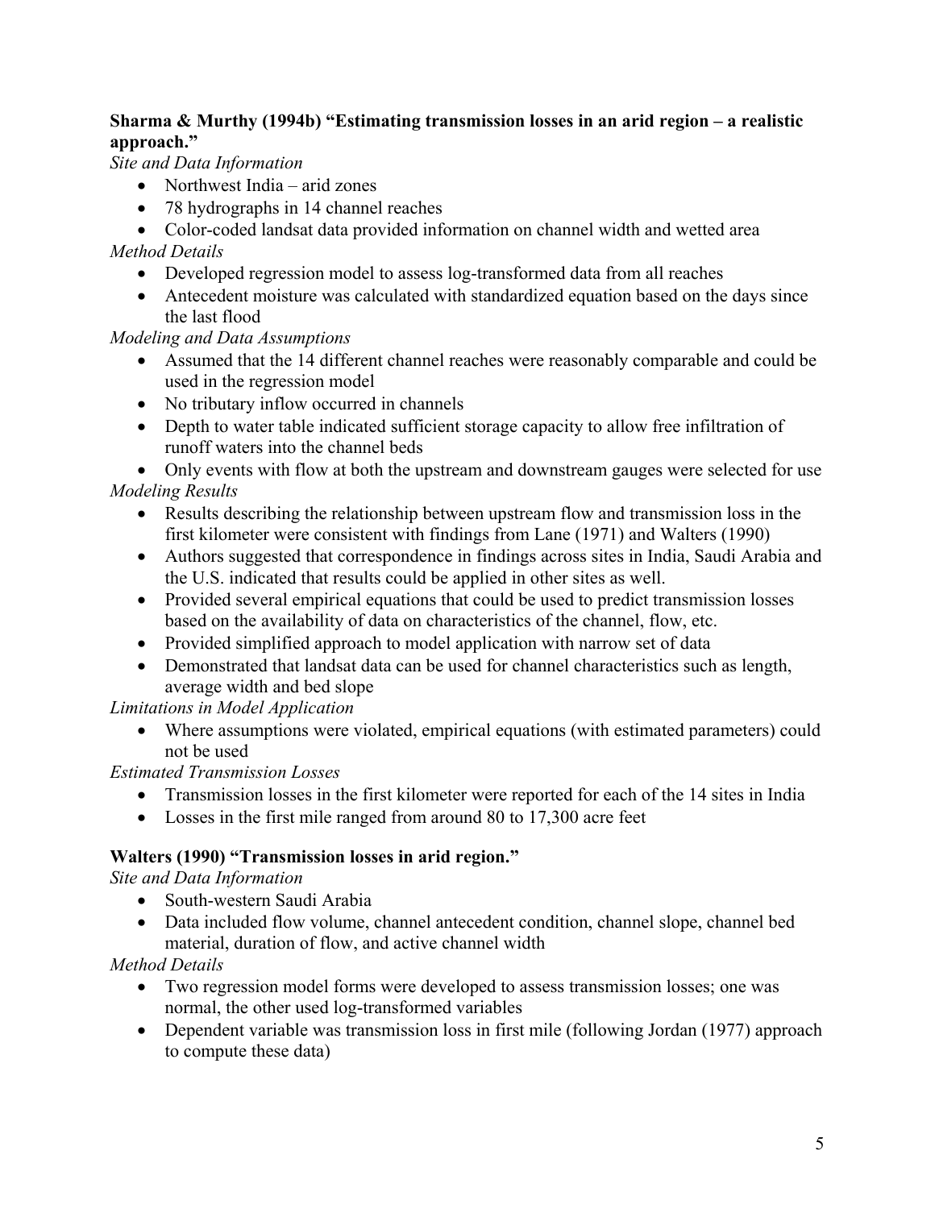**Sharma & Murthy (1994b) "Estimating transmission losses in an arid region – a realistic approach."**

*Site and Data Information*

- Northwest India – arid zones
- 78 hydrographs in 14 channel reaches
- Color-coded landsat data provided information on channel width and wetted area

*Method Details*

- Developed regression model to assess log-transformed data from all reaches
- Antecedent moisture was calculated with standardized equation based on the days since the last flood

*Modeling and Data Assumptions*

- Assumed that the 14 different channel reaches were reasonably comparable and could be used in the regression model
- No tributary inflow occurred in channels
- Depth to water table indicated sufficient storage capacity to allow free infiltration of runoff waters into the channel beds
- Only events with flow at both the upstream and downstream gauges were selected for use

*Modeling Results*

- Results describing the relationship between upstream flow and transmission loss in the first kilometer were consistent with findings from Lane (1971) and Walters (1990)
- Authors suggested that correspondence in findings across sites in India, Saudi Arabia and the U.S. indicated that results could be applied in other sites as well.
- Provided several empirical equations that could be used to predict transmission losses based on the availability of data on characteristics of the channel, flow, etc.
- Provided simplified approach to model application with narrow set of data
- Demonstrated that landsat data can be used for channel characteristics such as length, average width and bed slope

*Limitations in Model Application*

- Where assumptions were violated, empirical equations (with estimated parameters) could not be used

*Estimated Transmission Losses*

- Transmission losses in the first kilometer were reported for each of the 14 sites in India
- Losses in the first mile ranged from around 80 to 17,300 acre feet

**Walters (1990) "Transmission losses in arid region."**

*Site and Data Information*

- South-western Saudi Arabia
- Data included flow volume, channel antecedent condition, channel slope, channel bed material, duration of flow, and active channel width

*Method Details*

- Two regression model forms were developed to assess transmission losses; one was normal, the other used log-transformed variables
- Dependent variable was transmission loss in first mile (following Jordan (1977) approach to compute these data)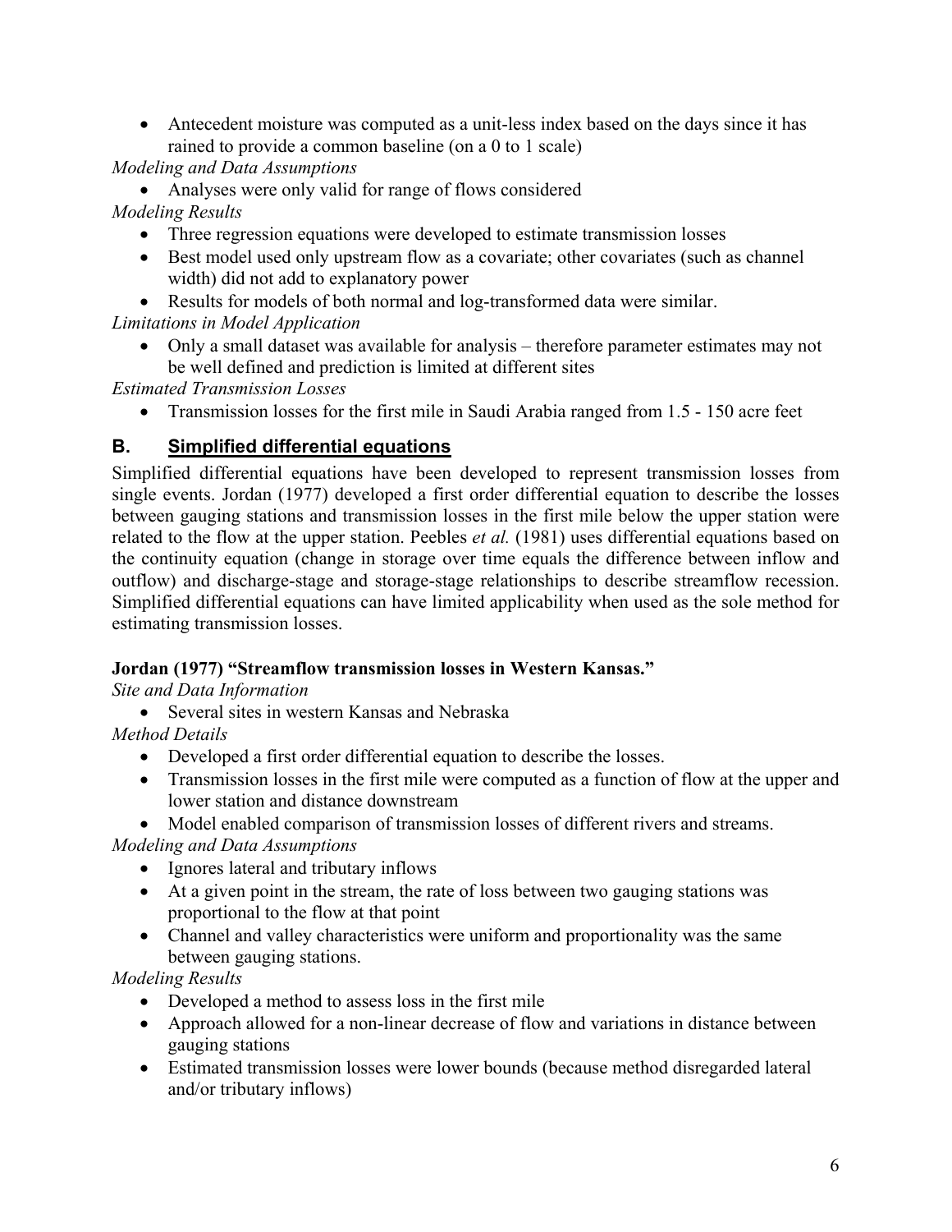- Antecedent moisture was computed as a unit-less index based on the days since it has rained to provide a common baseline (on a 0 to 1 scale)

*Modeling and Data Assumptions*

- Analyses were only valid for range of flows considered

*Modeling Results*

- Three regression equations were developed to estimate transmission losses
- Best model used only upstream flow as a covariate; other covariates (such as channel width) did not add to explanatory power
- Results for models of both normal and log-transformed data were similar.

*Limitations in Model Application*

- Only a small dataset was available for analysis – therefore parameter estimates may not be well defined and prediction is limited at different sites

*Estimated Transmission Losses*

- Transmission losses for the first mile in Saudi Arabia ranged from 1.5 - 150 acre feet

## B. Simplified differential equations

Simplified differential equations have been developed to represent transmission losses from single events. Jordan (1977) developed a first order differential equation to describe the losses between gauging stations and transmission losses in the first mile below the upper station were related to the flow at the upper station. Peebles *et al.* (1981) uses differential equations based on the continuity equation (change in storage over time equals the difference between inflow and outflow) and discharge-stage and storage-stage relationships to describe streamflow recession. Simplified differential equations can have limited applicability when used as the sole method for estimating transmission losses.

**Jordan (1977) "Streamflow transmission losses in Western Kansas."**

*Site and Data Information*

- Several sites in western Kansas and Nebraska

*Method Details*

- Developed a first order differential equation to describe the losses.
- Transmission losses in the first mile were computed as a function of flow at the upper and lower station and distance downstream
- Model enabled comparison of transmission losses of different rivers and streams.

*Modeling and Data Assumptions*

- Ignores lateral and tributary inflows
- At a given point in the stream, the rate of loss between two gauging stations was proportional to the flow at that point
- Channel and valley characteristics were uniform and proportionality was the same between gauging stations.

*Modeling Results*

- Developed a method to assess loss in the first mile
- Approach allowed for a non-linear decrease of flow and variations in distance between gauging stations
- Estimated transmission losses were lower bounds (because method disregarded lateral and/or tributary inflows)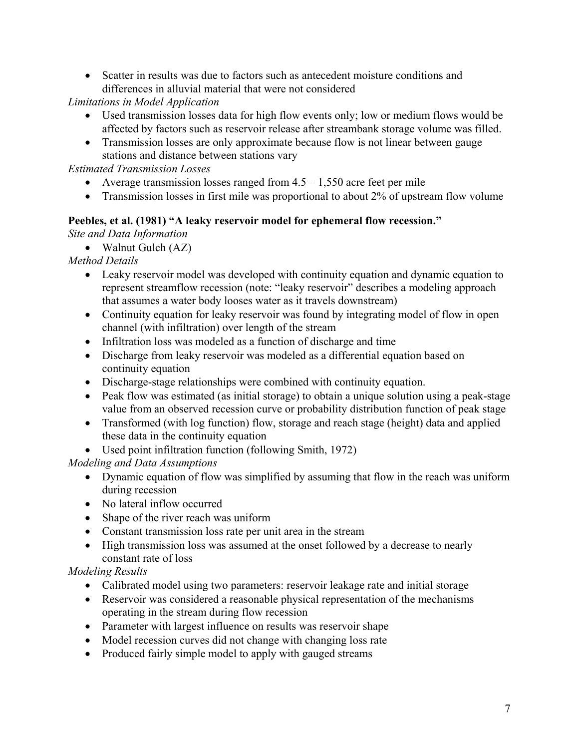- Scatter in results was due to factors such as antecedent moisture conditions and differences in alluvial material that were not considered

*Limitations in Model Application*

- Used transmission losses data for high flow events only; low or medium flows would be affected by factors such as reservoir release after streambank storage volume was filled.
- Transmission losses are only approximate because flow is not linear between gauge stations and distance between stations vary

*Estimated Transmission Losses*

- Average transmission losses ranged from 4.5 – 1,550 acre feet per mile
- Transmission losses in first mile was proportional to about 2% of upstream flow volume

**Peebles, et al. (1981) "A leaky reservoir model for ephemeral flow recession."**

*Site and Data Information*

- Walnut Gulch (AZ)

*Method Details*

- Leaky reservoir model was developed with continuity equation and dynamic equation to represent streamflow recession (note: "leaky reservoir" describes a modeling approach that assumes a water body looses water as it travels downstream)
- Continuity equation for leaky reservoir was found by integrating model of flow in open channel (with infiltration) over length of the stream
- Infiltration loss was modeled as a function of discharge and time
- Discharge from leaky reservoir was modeled as a differential equation based on continuity equation
- Discharge-stage relationships were combined with continuity equation.
- Peak flow was estimated (as initial storage) to obtain a unique solution using a peak-stage value from an observed recession curve or probability distribution function of peak stage
- Transformed (with log function) flow, storage and reach stage (height) data and applied these data in the continuity equation
- Used point infiltration function (following Smith, 1972)

*Modeling and Data Assumptions*

- Dynamic equation of flow was simplified by assuming that flow in the reach was uniform during recession
- No lateral inflow occurred
- Shape of the river reach was uniform
- Constant transmission loss rate per unit area in the stream
- High transmission loss was assumed at the onset followed by a decrease to nearly constant rate of loss

*Modeling Results*

- Calibrated model using two parameters: reservoir leakage rate and initial storage
- Reservoir was considered a reasonable physical representation of the mechanisms operating in the stream during flow recession
- Parameter with largest influence on results was reservoir shape
- Model recession curves did not change with changing loss rate
- Produced fairly simple model to apply with gauged streams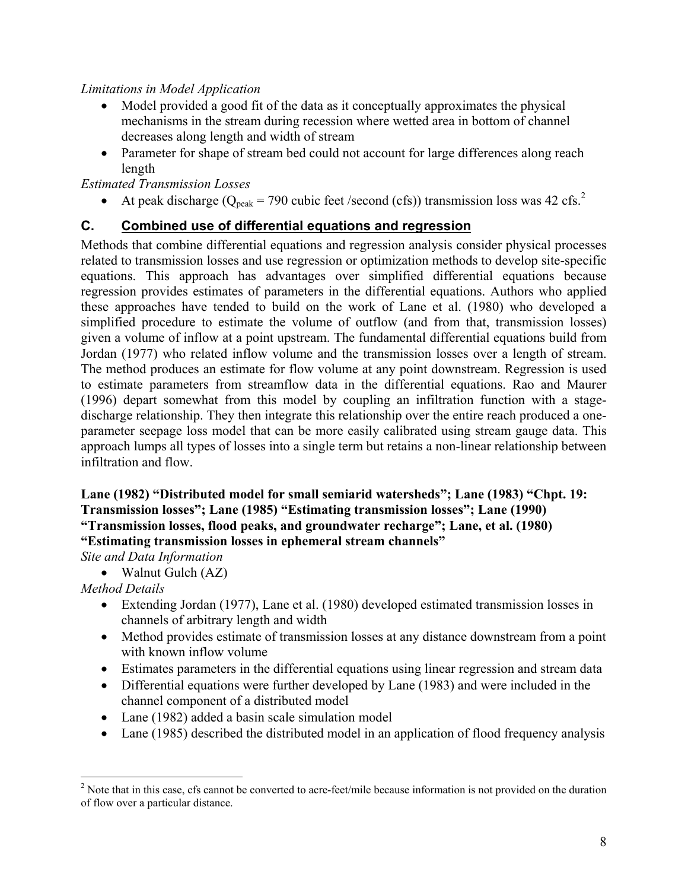*Limitations in Model Application*

- Model provided a good fit of the data as it conceptually approximates the physical mechanisms in the stream during recession where wetted area in bottom of channel decreases along length and width of stream
- Parameter for shape of stream bed could not account for large differences along reach length

*Estimated Transmission Losses*

- At peak discharge ($Q_{peak}$ = 790 cubic feet /second (cfs)) transmission loss was 42 cfs.[2]

## C. Combined use of differential equations and regression

Methods that combine differential equations and regression analysis consider physical processes related to transmission losses and use regression or optimization methods to develop site-specific equations. This approach has advantages over simplified differential equations because regression provides estimates of parameters in the differential equations. Authors who applied these approaches have tended to build on the work of Lane et al. (1980) who developed a simplified procedure to estimate the volume of outflow (and from that, transmission losses) given a volume of inflow at a point upstream. The fundamental differential equations build from Jordan (1977) who related inflow volume and the transmission losses over a length of stream. The method produces an estimate for flow volume at any point downstream. Regression is used to estimate parameters from streamflow data in the differential equations. Rao and Maurer (1996) depart somewhat from this model by coupling an infiltration function with a stage-discharge relationship. They then integrate this relationship over the entire reach produced a one-parameter seepage loss model that can be more easily calibrated using stream gauge data. This approach lumps all types of losses into a single term but retains a non-linear relationship between infiltration and flow.

**Lane (1982) "Distributed model for small semiarid watersheds"; Lane (1983) "Chpt. 19: Transmission losses"; Lane (1985) "Estimating transmission losses"; Lane (1990) "Transmission losses, flood peaks, and groundwater recharge"; Lane, et al. (1980) "Estimating transmission losses in ephemeral stream channels"**

*Site and Data Information*

- Walnut Gulch (AZ)

*Method Details*

- Extending Jordan (1977), Lane et al. (1980) developed estimated transmission losses in channels of arbitrary length and width
- Method provides estimate of transmission losses at any distance downstream from a point with known inflow volume
- Estimates parameters in the differential equations using linear regression and stream data
- Differential equations were further developed by Lane (1983) and were included in the channel component of a distributed model
- Lane (1982) added a basin scale simulation model
- Lane (1985) described the distributed model in an application of flood frequency analysis

---

[2] Note that in this case, cfs cannot be converted to acre-feet/mile because information is not provided on the duration of flow over a particular distance.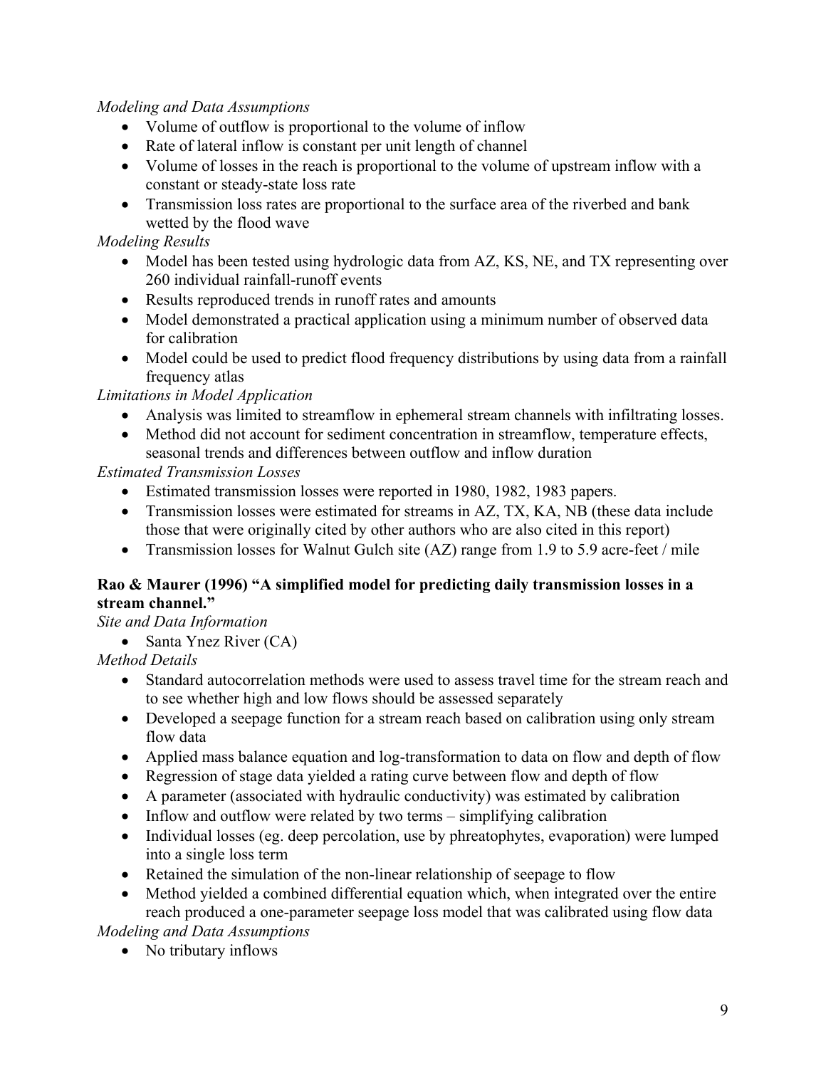*Modeling and Data Assumptions*

- Volume of outflow is proportional to the volume of inflow
- Rate of lateral inflow is constant per unit length of channel
- Volume of losses in the reach is proportional to the volume of upstream inflow with a constant or steady-state loss rate
- Transmission loss rates are proportional to the surface area of the riverbed and bank wetted by the flood wave

*Modeling Results*

- Model has been tested using hydrologic data from AZ, KS, NE, and TX representing over 260 individual rainfall-runoff events
- Results reproduced trends in runoff rates and amounts
- Model demonstrated a practical application using a minimum number of observed data for calibration
- Model could be used to predict flood frequency distributions by using data from a rainfall frequency atlas

*Limitations in Model Application*

- Analysis was limited to streamflow in ephemeral stream channels with infiltrating losses.
- Method did not account for sediment concentration in streamflow, temperature effects, seasonal trends and differences between outflow and inflow duration

*Estimated Transmission Losses*

- Estimated transmission losses were reported in 1980, 1982, 1983 papers.
- Transmission losses were estimated for streams in AZ, TX, KA, NB (these data include those that were originally cited by other authors who are also cited in this report)
- Transmission losses for Walnut Gulch site (AZ) range from 1.9 to 5.9 acre-feet / mile

**Rao & Maurer (1996) "A simplified model for predicting daily transmission losses in a stream channel."**

*Site and Data Information*

- Santa Ynez River (CA)

*Method Details*

- Standard autocorrelation methods were used to assess travel time for the stream reach and to see whether high and low flows should be assessed separately
- Developed a seepage function for a stream reach based on calibration using only stream flow data
- Applied mass balance equation and log-transformation to data on flow and depth of flow
- Regression of stage data yielded a rating curve between flow and depth of flow
- A parameter (associated with hydraulic conductivity) was estimated by calibration
- Inflow and outflow were related by two terms – simplifying calibration
- Individual losses (eg. deep percolation, use by phreatophytes, evaporation) were lumped into a single loss term
- Retained the simulation of the non-linear relationship of seepage to flow
- Method yielded a combined differential equation which, when integrated over the entire reach produced a one-parameter seepage loss model that was calibrated using flow data

*Modeling and Data Assumptions*

- No tributary inflows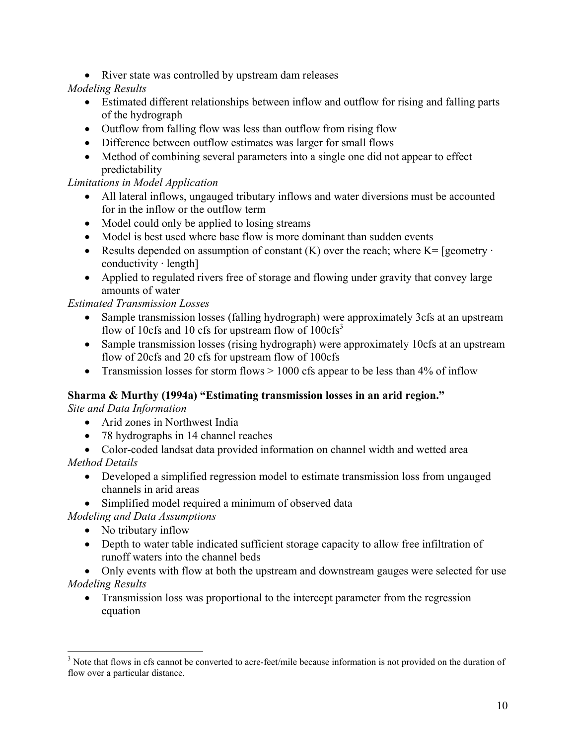- River state was controlled by upstream dam releases

*Modeling Results*

- Estimated different relationships between inflow and outflow for rising and falling parts of the hydrograph
- Outflow from falling flow was less than outflow from rising flow
- Difference between outflow estimates was larger for small flows
- Method of combining several parameters into a single one did not appear to effect predictability

*Limitations in Model Application*

- All lateral inflows, ungauged tributary inflows and water diversions must be accounted for in the inflow or the outflow term
- Model could only be applied to losing streams
- Model is best used where base flow is more dominant than sudden events
- Results depended on assumption of constant (K) over the reach; where K= [geometry · conductivity · length]
- Applied to regulated rivers free of storage and flowing under gravity that convey large amounts of water

*Estimated Transmission Losses*

- Sample transmission losses (falling hydrograph) were approximately 3cfs at an upstream flow of 10cfs and 10 cfs for upstream flow of 100cfs[3]
- Sample transmission losses (rising hydrograph) were approximately 10cfs at an upstream flow of 20cfs and 20 cfs for upstream flow of 100cfs
- Transmission losses for storm flows > 1000 cfs appear to be less than 4% of inflow

**Sharma & Murthy (1994a) "Estimating transmission losses in an arid region."**

*Site and Data Information*

- Arid zones in Northwest India
- 78 hydrographs in 14 channel reaches
- Color-coded landsat data provided information on channel width and wetted area

*Method Details*

- Developed a simplified regression model to estimate transmission loss from ungauged channels in arid areas
- Simplified model required a minimum of observed data

*Modeling and Data Assumptions*

- No tributary inflow
- Depth to water table indicated sufficient storage capacity to allow free infiltration of runoff waters into the channel beds
- Only events with flow at both the upstream and downstream gauges were selected for use

*Modeling Results*

- Transmission loss was proportional to the intercept parameter from the regression equation

[3] Note that flows in cfs cannot be converted to acre-feet/mile because information is not provided on the duration of flow over a particular distance.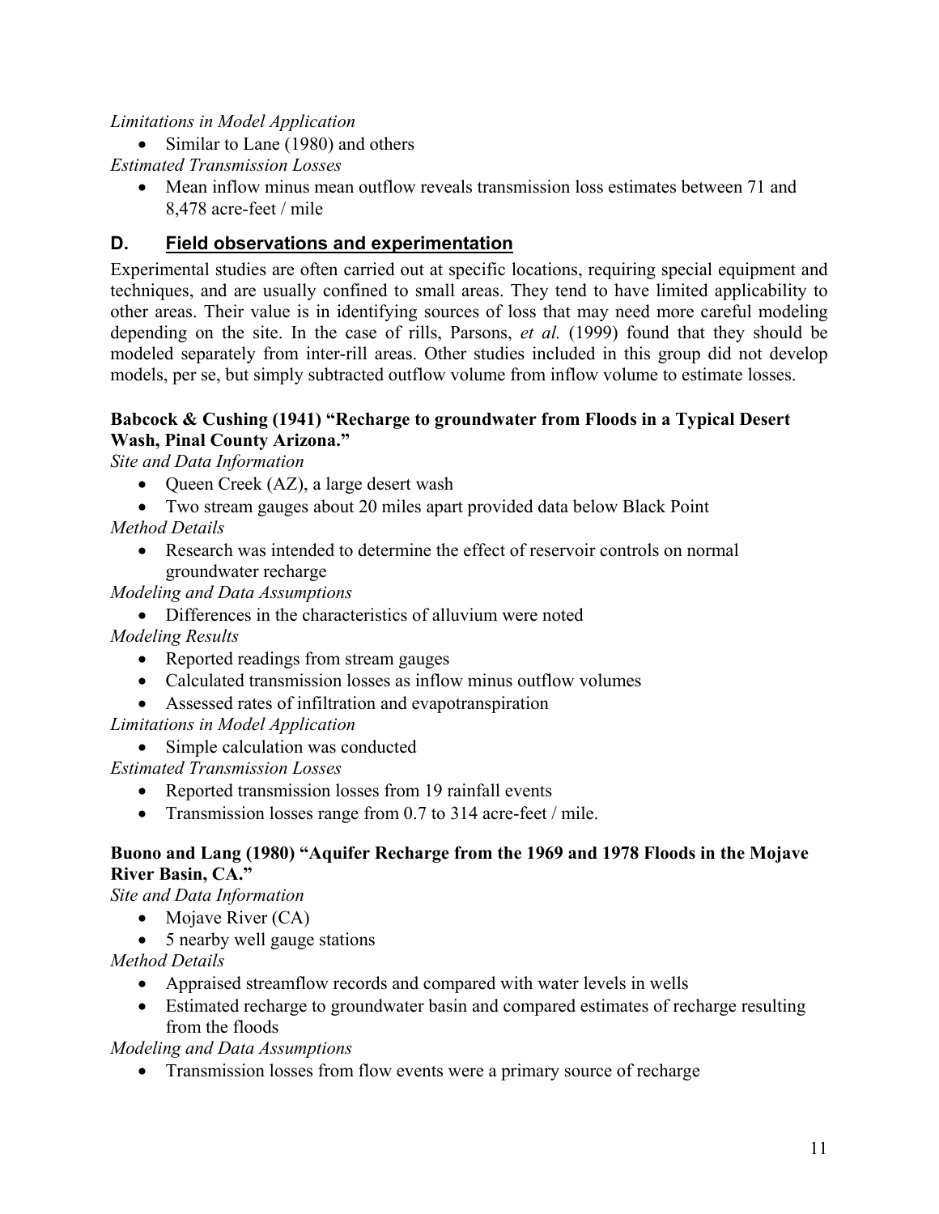*Limitations in Model Application*

- Similar to Lane (1980) and others

*Estimated Transmission Losses*

- Mean inflow minus mean outflow reveals transmission loss estimates between 71 and 8,478 acre-feet / mile

## D. Field observations and experimentation

Experimental studies are often carried out at specific locations, requiring special equipment and techniques, and are usually confined to small areas. They tend to have limited applicability to other areas. Their value is in identifying sources of loss that may need more careful modeling depending on the site. In the case of rills, Parsons, *et al.* (1999) found that they should be modeled separately from inter-rill areas. Other studies included in this group did not develop models, per se, but simply subtracted outflow volume from inflow volume to estimate losses.

**Babcock & Cushing (1941) "Recharge to groundwater from Floods in a Typical Desert Wash, Pinal County Arizona."**

*Site and Data Information*

- Queen Creek (AZ), a large desert wash
- Two stream gauges about 20 miles apart provided data below Black Point

*Method Details*

- Research was intended to determine the effect of reservoir controls on normal groundwater recharge

*Modeling and Data Assumptions*

- Differences in the characteristics of alluvium were noted

*Modeling Results*

- Reported readings from stream gauges
- Calculated transmission losses as inflow minus outflow volumes
- Assessed rates of infiltration and evapotranspiration

*Limitations in Model Application*

- Simple calculation was conducted

*Estimated Transmission Losses*

- Reported transmission losses from 19 rainfall events
- Transmission losses range from 0.7 to 314 acre-feet / mile.

**Buono and Lang (1980) "Aquifer Recharge from the 1969 and 1978 Floods in the Mojave River Basin, CA."**

*Site and Data Information*

- Mojave River (CA)
- 5 nearby well gauge stations

*Method Details*

- Appraised streamflow records and compared with water levels in wells
- Estimated recharge to groundwater basin and compared estimates of recharge resulting from the floods

*Modeling and Data Assumptions*

- Transmission losses from flow events were a primary source of recharge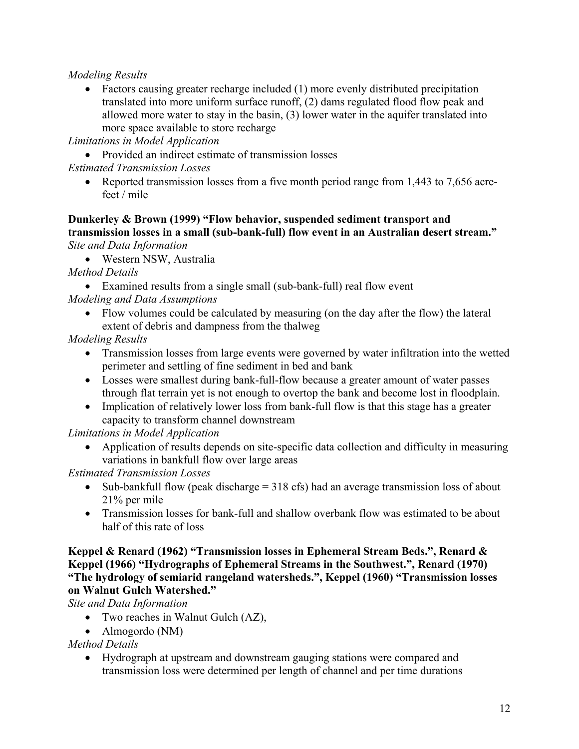*Modeling Results*

- Factors causing greater recharge included (1) more evenly distributed precipitation translated into more uniform surface runoff, (2) dams regulated flood flow peak and allowed more water to stay in the basin, (3) lower water in the aquifer translated into more space available to store recharge

*Limitations in Model Application*

- Provided an indirect estimate of transmission losses

*Estimated Transmission Losses*

- Reported transmission losses from a five month period range from 1,443 to 7,656 acre-feet / mile

**Dunkerley & Brown (1999) "Flow behavior, suspended sediment transport and transmission losses in a small (sub-bank-full) flow event in an Australian desert stream."**

*Site and Data Information*

- Western NSW, Australia

*Method Details*

- Examined results from a single small (sub-bank-full) real flow event

*Modeling and Data Assumptions*

- Flow volumes could be calculated by measuring (on the day after the flow) the lateral extent of debris and dampness from the thalweg

*Modeling Results*

- Transmission losses from large events were governed by water infiltration into the wetted perimeter and settling of fine sediment in bed and bank
- Losses were smallest during bank-full-flow because a greater amount of water passes through flat terrain yet is not enough to overtop the bank and become lost in floodplain.
- Implication of relatively lower loss from bank-full flow is that this stage has a greater capacity to transform channel downstream

*Limitations in Model Application*

- Application of results depends on site-specific data collection and difficulty in measuring variations in bankfull flow over large areas

*Estimated Transmission Losses*

- Sub-bankfull flow (peak discharge = 318 cfs) had an average transmission loss of about 21% per mile
- Transmission losses for bank-full and shallow overbank flow was estimated to be about half of this rate of loss

**Keppel & Renard (1962) "Transmission losses in Ephemeral Stream Beds.", Renard & Keppel (1966) "Hydrographs of Ephemeral Streams in the Southwest.", Renard (1970) "The hydrology of semiarid rangeland watersheds.", Keppel (1960) "Transmission losses on Walnut Gulch Watershed."**

*Site and Data Information*

- Two reaches in Walnut Gulch (AZ),
- Almogordo (NM)

*Method Details*

- Hydrograph at upstream and downstream gauging stations were compared and transmission loss were determined per length of channel and per time durations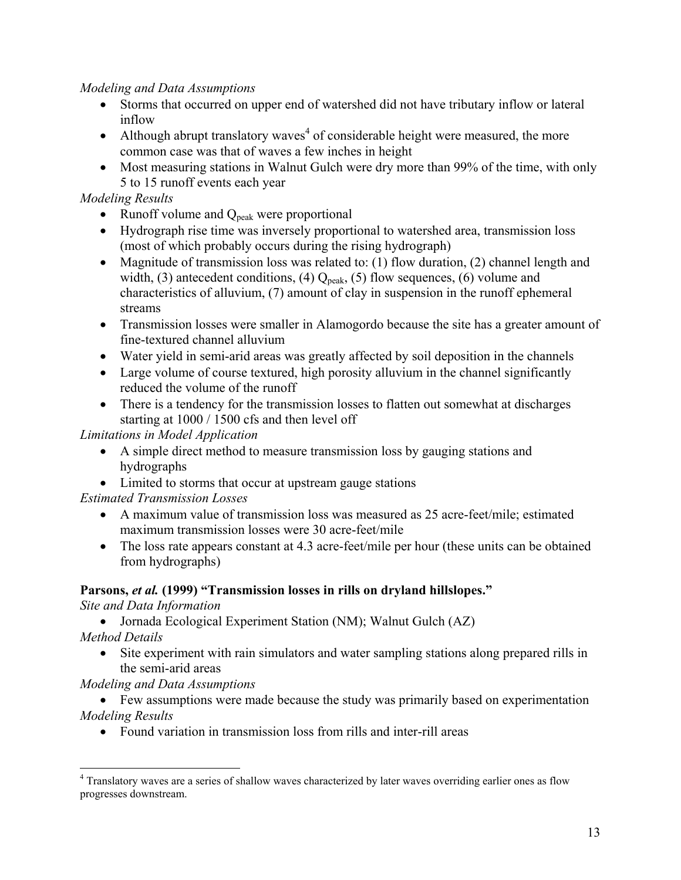*Modeling and Data Assumptions*

- Storms that occurred on upper end of watershed did not have tributary inflow or lateral inflow
- Although abrupt translatory waves[4] of considerable height were measured, the more common case was that of waves a few inches in height
- Most measuring stations in Walnut Gulch were dry more than 99% of the time, with only 5 to 15 runoff events each year

*Modeling Results*

- Runoff volume and $Q_{peak}$ were proportional
- Hydrograph rise time was inversely proportional to watershed area, transmission loss (most of which probably occurs during the rising hydrograph)
- Magnitude of transmission loss was related to: (1) flow duration, (2) channel length and width, (3) antecedent conditions, (4) $Q_{peak}$, (5) flow sequences, (6) volume and characteristics of alluvium, (7) amount of clay in suspension in the runoff ephemeral streams
- Transmission losses were smaller in Alamogordo because the site has a greater amount of fine-textured channel alluvium
- Water yield in semi-arid areas was greatly affected by soil deposition in the channels
- Large volume of course textured, high porosity alluvium in the channel significantly reduced the volume of the runoff
- There is a tendency for the transmission losses to flatten out somewhat at discharges starting at 1000 / 1500 cfs and then level off

*Limitations in Model Application*

- A simple direct method to measure transmission loss by gauging stations and hydrographs
- Limited to storms that occur at upstream gauge stations

*Estimated Transmission Losses*

- A maximum value of transmission loss was measured as 25 acre-feet/mile; estimated maximum transmission losses were 30 acre-feet/mile
- The loss rate appears constant at 4.3 acre-feet/mile per hour (these units can be obtained from hydrographs)

**Parsons, *et al.* (1999) "Transmission losses in rills on dryland hillslopes."**

*Site and Data Information*

- Jornada Ecological Experiment Station (NM); Walnut Gulch (AZ)

*Method Details*

- Site experiment with rain simulators and water sampling stations along prepared rills in the semi-arid areas

*Modeling and Data Assumptions*

- Few assumptions were made because the study was primarily based on experimentation

*Modeling Results*

- Found variation in transmission loss from rills and inter-rill areas

[4] Translatory waves are a series of shallow waves characterized by later waves overriding earlier ones as flow progresses downstream.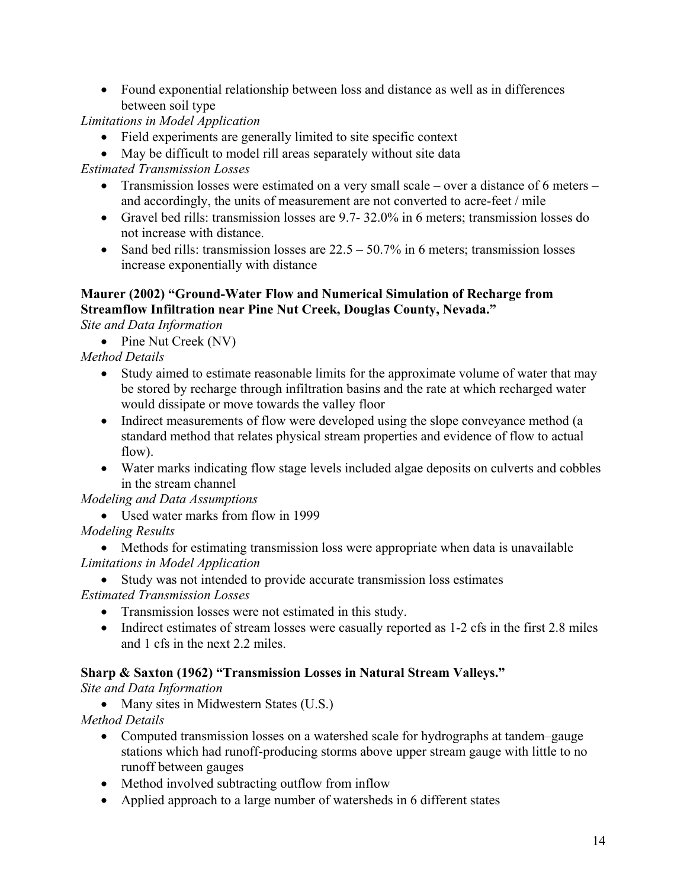- Found exponential relationship between loss and distance as well as in differences between soil type

*Limitations in Model Application*

- Field experiments are generally limited to site specific context
- May be difficult to model rill areas separately without site data

*Estimated Transmission Losses*

- Transmission losses were estimated on a very small scale – over a distance of 6 meters – and accordingly, the units of measurement are not converted to acre-feet / mile
- Gravel bed rills: transmission losses are 9.7- 32.0% in 6 meters; transmission losses do not increase with distance.
- Sand bed rills: transmission losses are 22.5 – 50.7% in 6 meters; transmission losses increase exponentially with distance

**Maurer (2002) "Ground-Water Flow and Numerical Simulation of Recharge from Streamflow Infiltration near Pine Nut Creek, Douglas County, Nevada."**

*Site and Data Information*

- Pine Nut Creek (NV)

*Method Details*

- Study aimed to estimate reasonable limits for the approximate volume of water that may be stored by recharge through infiltration basins and the rate at which recharged water would dissipate or move towards the valley floor
- Indirect measurements of flow were developed using the slope conveyance method (a standard method that relates physical stream properties and evidence of flow to actual flow).
- Water marks indicating flow stage levels included algae deposits on culverts and cobbles in the stream channel

*Modeling and Data Assumptions*

- Used water marks from flow in 1999

*Modeling Results*

- Methods for estimating transmission loss were appropriate when data is unavailable

*Limitations in Model Application*

- Study was not intended to provide accurate transmission loss estimates

*Estimated Transmission Losses*

- Transmission losses were not estimated in this study.
- Indirect estimates of stream losses were casually reported as 1-2 cfs in the first 2.8 miles and 1 cfs in the next 2.2 miles.

**Sharp & Saxton (1962) "Transmission Losses in Natural Stream Valleys."**

*Site and Data Information*

- Many sites in Midwestern States (U.S.)

*Method Details*

- Computed transmission losses on a watershed scale for hydrographs at tandem–gauge stations which had runoff-producing storms above upper stream gauge with little to no runoff between gauges
- Method involved subtracting outflow from inflow
- Applied approach to a large number of watersheds in 6 different states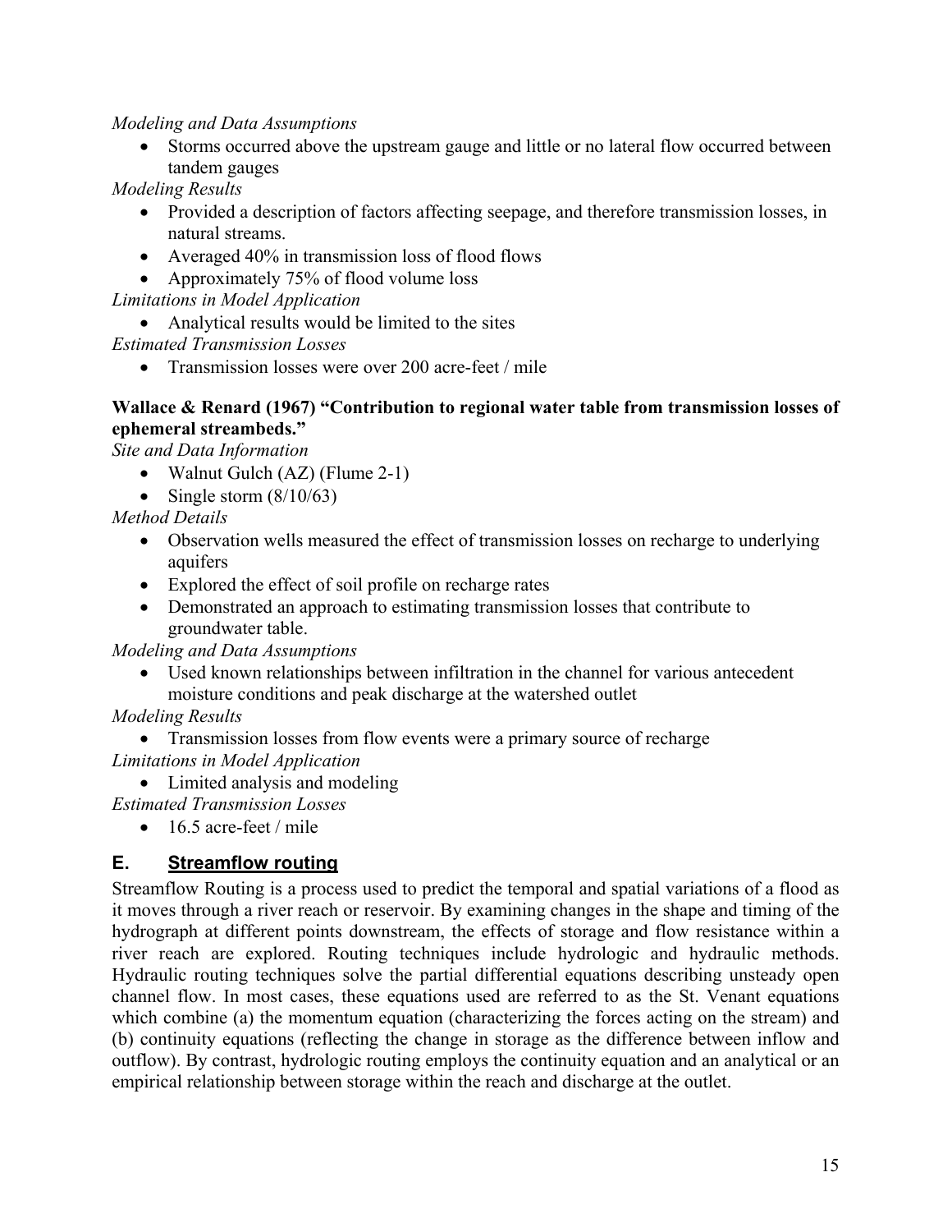*Modeling and Data Assumptions*

- Storms occurred above the upstream gauge and little or no lateral flow occurred between tandem gauges

*Modeling Results*

- Provided a description of factors affecting seepage, and therefore transmission losses, in natural streams.
- Averaged 40% in transmission loss of flood flows
- Approximately 75% of flood volume loss

*Limitations in Model Application*

- Analytical results would be limited to the sites

*Estimated Transmission Losses*

- Transmission losses were over 200 acre-feet / mile

**Wallace & Renard (1967) "Contribution to regional water table from transmission losses of ephemeral streambeds."**

*Site and Data Information*

- Walnut Gulch (AZ) (Flume 2-1)
- Single storm (8/10/63)

*Method Details*

- Observation wells measured the effect of transmission losses on recharge to underlying aquifers
- Explored the effect of soil profile on recharge rates
- Demonstrated an approach to estimating transmission losses that contribute to groundwater table.

*Modeling and Data Assumptions*

- Used known relationships between infiltration in the channel for various antecedent moisture conditions and peak discharge at the watershed outlet

*Modeling Results*

- Transmission losses from flow events were a primary source of recharge

*Limitations in Model Application*

- Limited analysis and modeling

*Estimated Transmission Losses*

- 16.5 acre-feet / mile

## E. Streamflow routing

Streamflow Routing is a process used to predict the temporal and spatial variations of a flood as it moves through a river reach or reservoir. By examining changes in the shape and timing of the hydrograph at different points downstream, the effects of storage and flow resistance within a river reach are explored. Routing techniques include hydrologic and hydraulic methods. Hydraulic routing techniques solve the partial differential equations describing unsteady open channel flow. In most cases, these equations used are referred to as the St. Venant equations which combine (a) the momentum equation (characterizing the forces acting on the stream) and (b) continuity equations (reflecting the change in storage as the difference between inflow and outflow). By contrast, hydrologic routing employs the continuity equation and an analytical or an empirical relationship between storage within the reach and discharge at the outlet.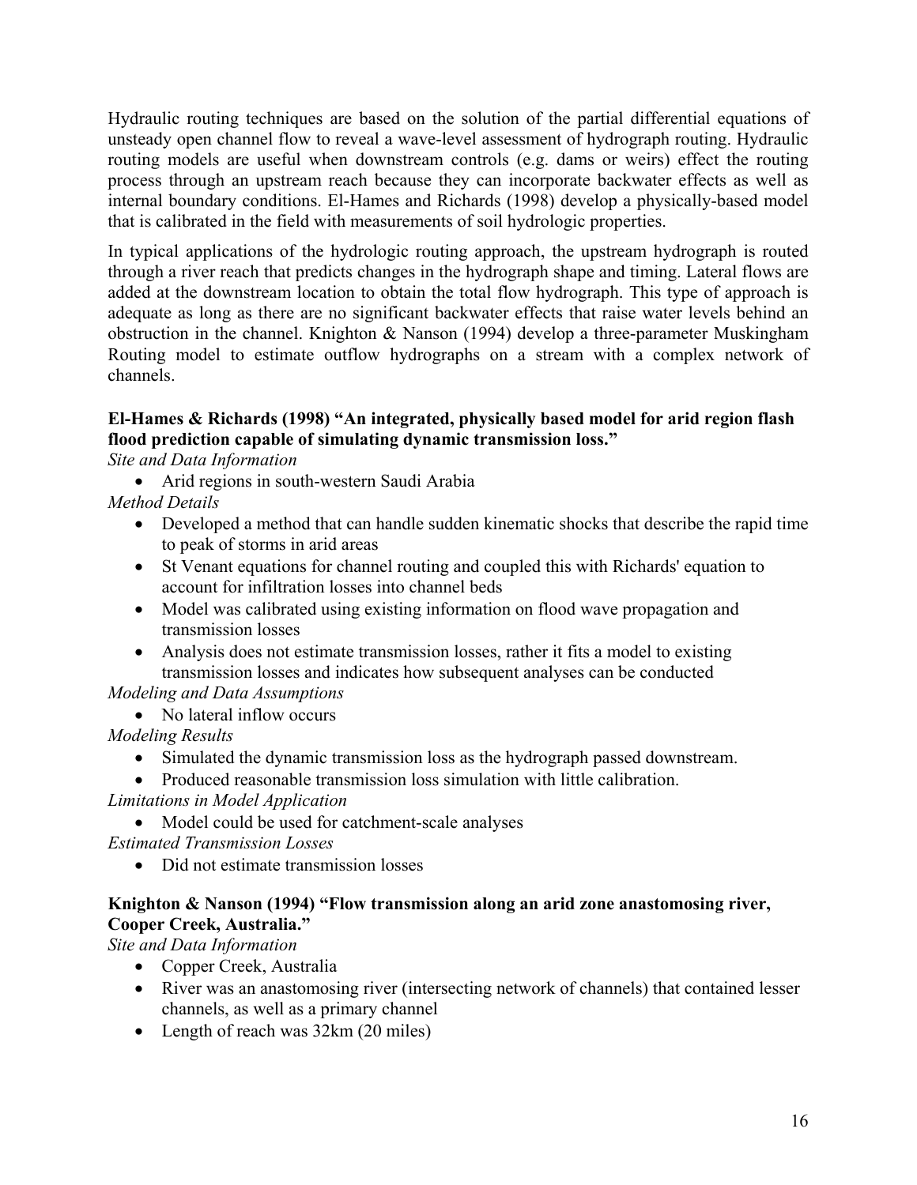Hydraulic routing techniques are based on the solution of the partial differential equations of unsteady open channel flow to reveal a wave-level assessment of hydrograph routing. Hydraulic routing models are useful when downstream controls (e.g. dams or weirs) effect the routing process through an upstream reach because they can incorporate backwater effects as well as internal boundary conditions. El-Hames and Richards (1998) develop a physically-based model that is calibrated in the field with measurements of soil hydrologic properties.

In typical applications of the hydrologic routing approach, the upstream hydrograph is routed through a river reach that predicts changes in the hydrograph shape and timing. Lateral flows are added at the downstream location to obtain the total flow hydrograph. This type of approach is adequate as long as there are no significant backwater effects that raise water levels behind an obstruction in the channel. Knighton & Nanson (1994) develop a three-parameter Muskingham Routing model to estimate outflow hydrographs on a stream with a complex network of channels.

**El-Hames & Richards (1998) "An integrated, physically based model for arid region flash flood prediction capable of simulating dynamic transmission loss."**

*Site and Data Information*

- Arid regions in south-western Saudi Arabia

*Method Details*

- Developed a method that can handle sudden kinematic shocks that describe the rapid time to peak of storms in arid areas
- St Venant equations for channel routing and coupled this with Richards' equation to account for infiltration losses into channel beds
- Model was calibrated using existing information on flood wave propagation and transmission losses
- Analysis does not estimate transmission losses, rather it fits a model to existing transmission losses and indicates how subsequent analyses can be conducted

*Modeling and Data Assumptions*

- No lateral inflow occurs

*Modeling Results*

- Simulated the dynamic transmission loss as the hydrograph passed downstream.
- Produced reasonable transmission loss simulation with little calibration.

*Limitations in Model Application*

- Model could be used for catchment-scale analyses

*Estimated Transmission Losses*

- Did not estimate transmission losses

**Knighton & Nanson (1994) "Flow transmission along an arid zone anastomosing river, Cooper Creek, Australia."**

*Site and Data Information*

- Copper Creek, Australia
- River was an anastomosing river (intersecting network of channels) that contained lesser channels, as well as a primary channel
- Length of reach was 32km (20 miles)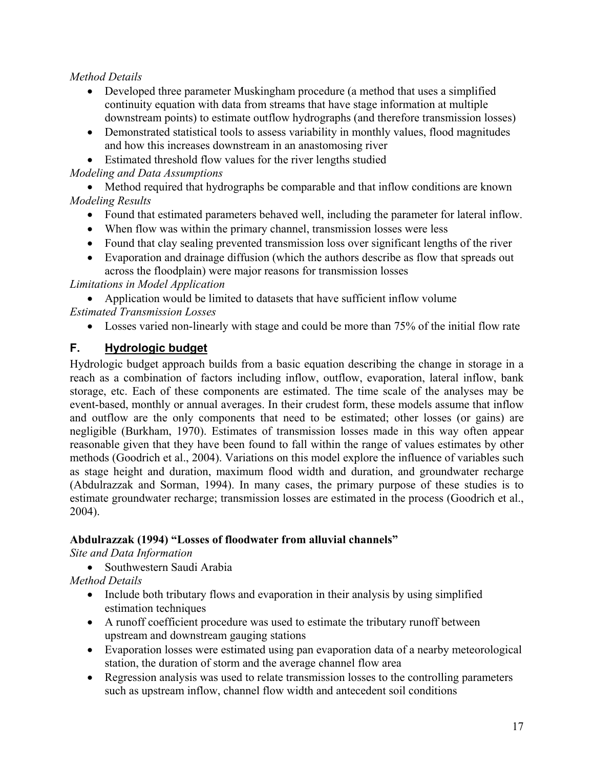*Method Details*

- Developed three parameter Muskingham procedure (a method that uses a simplified continuity equation with data from streams that have stage information at multiple downstream points) to estimate outflow hydrographs (and therefore transmission losses)
- Demonstrated statistical tools to assess variability in monthly values, flood magnitudes and how this increases downstream in an anastomosing river
- Estimated threshold flow values for the river lengths studied

*Modeling and Data Assumptions*

- Method required that hydrographs be comparable and that inflow conditions are known

*Modeling Results*

- Found that estimated parameters behaved well, including the parameter for lateral inflow.
- When flow was within the primary channel, transmission losses were less
- Found that clay sealing prevented transmission loss over significant lengths of the river
- Evaporation and drainage diffusion (which the authors describe as flow that spreads out across the floodplain) were major reasons for transmission losses

*Limitations in Model Application*

- Application would be limited to datasets that have sufficient inflow volume

*Estimated Transmission Losses*

- Losses varied non-linearly with stage and could be more than 75% of the initial flow rate

## F. Hydrologic budget

Hydrologic budget approach builds from a basic equation describing the change in storage in a reach as a combination of factors including inflow, outflow, evaporation, lateral inflow, bank storage, etc. Each of these components are estimated. The time scale of the analyses may be event-based, monthly or annual averages. In their crudest form, these models assume that inflow and outflow are the only components that need to be estimated; other losses (or gains) are negligible (Burkham, 1970). Estimates of transmission losses made in this way often appear reasonable given that they have been found to fall within the range of values estimates by other methods (Goodrich et al., 2004). Variations on this model explore the influence of variables such as stage height and duration, maximum flood width and duration, and groundwater recharge (Abdulrazzak and Sorman, 1994). In many cases, the primary purpose of these studies is to estimate groundwater recharge; transmission losses are estimated in the process (Goodrich et al., 2004).

**Abdulrazzak (1994) "Losses of floodwater from alluvial channels"**

*Site and Data Information*

- Southwestern Saudi Arabia

*Method Details*

- Include both tributary flows and evaporation in their analysis by using simplified estimation techniques
- A runoff coefficient procedure was used to estimate the tributary runoff between upstream and downstream gauging stations
- Evaporation losses were estimated using pan evaporation data of a nearby meteorological station, the duration of storm and the average channel flow area
- Regression analysis was used to relate transmission losses to the controlling parameters such as upstream inflow, channel flow width and antecedent soil conditions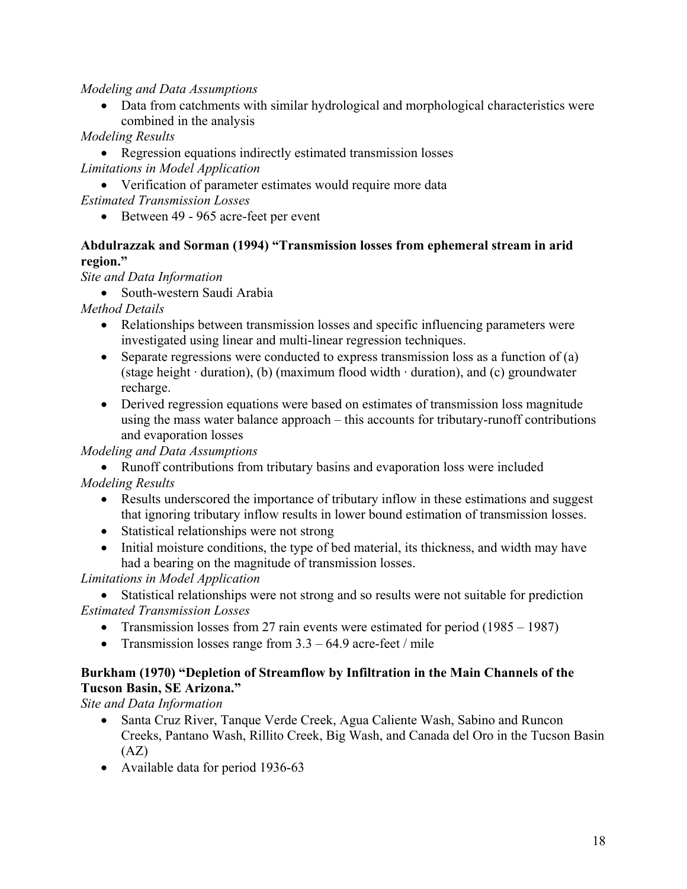*Modeling and Data Assumptions*

- Data from catchments with similar hydrological and morphological characteristics were combined in the analysis

*Modeling Results*

- Regression equations indirectly estimated transmission losses

*Limitations in Model Application*

- Verification of parameter estimates would require more data

*Estimated Transmission Losses*

- Between 49 - 965 acre-feet per event

**Abdulrazzak and Sorman (1994) "Transmission losses from ephemeral stream in arid region."**

*Site and Data Information*

- South-western Saudi Arabia

*Method Details*

- Relationships between transmission losses and specific influencing parameters were investigated using linear and multi-linear regression techniques.
- Separate regressions were conducted to express transmission loss as a function of (a) (stage height · duration), (b) (maximum flood width · duration), and (c) groundwater recharge.
- Derived regression equations were based on estimates of transmission loss magnitude using the mass water balance approach – this accounts for tributary-runoff contributions and evaporation losses

*Modeling and Data Assumptions*

- Runoff contributions from tributary basins and evaporation loss were included

*Modeling Results*

- Results underscored the importance of tributary inflow in these estimations and suggest that ignoring tributary inflow results in lower bound estimation of transmission losses.
- Statistical relationships were not strong
- Initial moisture conditions, the type of bed material, its thickness, and width may have had a bearing on the magnitude of transmission losses.

*Limitations in Model Application*

- Statistical relationships were not strong and so results were not suitable for prediction

*Estimated Transmission Losses*

- Transmission losses from 27 rain events were estimated for period (1985 – 1987)
- Transmission losses range from 3.3 – 64.9 acre-feet / mile

**Burkham (1970) "Depletion of Streamflow by Infiltration in the Main Channels of the Tucson Basin, SE Arizona."**

*Site and Data Information*

- Santa Cruz River, Tanque Verde Creek, Agua Caliente Wash, Sabino and Runcon Creeks, Pantano Wash, Rillito Creek, Big Wash, and Canada del Oro in the Tucson Basin (AZ)
- Available data for period 1936-63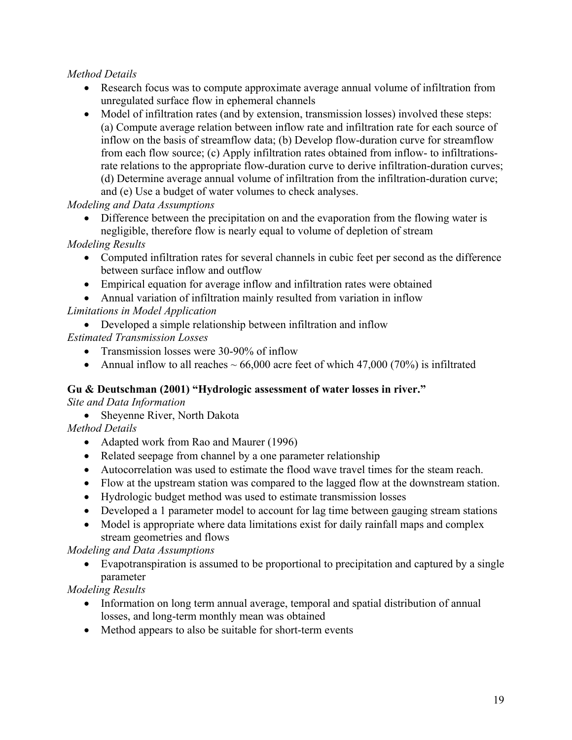*Method Details*

- Research focus was to compute approximate average annual volume of infiltration from unregulated surface flow in ephemeral channels
- Model of infiltration rates (and by extension, transmission losses) involved these steps: (a) Compute average relation between inflow rate and infiltration rate for each source of inflow on the basis of streamflow data; (b) Develop flow-duration curve for streamflow from each flow source; (c) Apply infiltration rates obtained from inflow- to infiltrations-rate relations to the appropriate flow-duration curve to derive infiltration-duration curves; (d) Determine average annual volume of infiltration from the infiltration-duration curve; and (e) Use a budget of water volumes to check analyses.

*Modeling and Data Assumptions*

- Difference between the precipitation on and the evaporation from the flowing water is negligible, therefore flow is nearly equal to volume of depletion of stream

*Modeling Results*

- Computed infiltration rates for several channels in cubic feet per second as the difference between surface inflow and outflow
- Empirical equation for average inflow and infiltration rates were obtained
- Annual variation of infiltration mainly resulted from variation in inflow

*Limitations in Model Application*

- Developed a simple relationship between infiltration and inflow

*Estimated Transmission Losses*

- Transmission losses were 30-90% of inflow
- Annual inflow to all reaches ~ 66,000 acre feet of which 47,000 (70%) is infiltrated

**Gu & Deutschman (2001) "Hydrologic assessment of water losses in river."**

*Site and Data Information*

- Sheyenne River, North Dakota

*Method Details*

- Adapted work from Rao and Maurer (1996)
- Related seepage from channel by a one parameter relationship
- Autocorrelation was used to estimate the flood wave travel times for the steam reach.
- Flow at the upstream station was compared to the lagged flow at the downstream station.
- Hydrologic budget method was used to estimate transmission losses
- Developed a 1 parameter model to account for lag time between gauging stream stations
- Model is appropriate where data limitations exist for daily rainfall maps and complex stream geometries and flows

*Modeling and Data Assumptions*

- Evapotranspiration is assumed to be proportional to precipitation and captured by a single parameter

*Modeling Results*

- Information on long term annual average, temporal and spatial distribution of annual losses, and long-term monthly mean was obtained
- Method appears to also be suitable for short-term events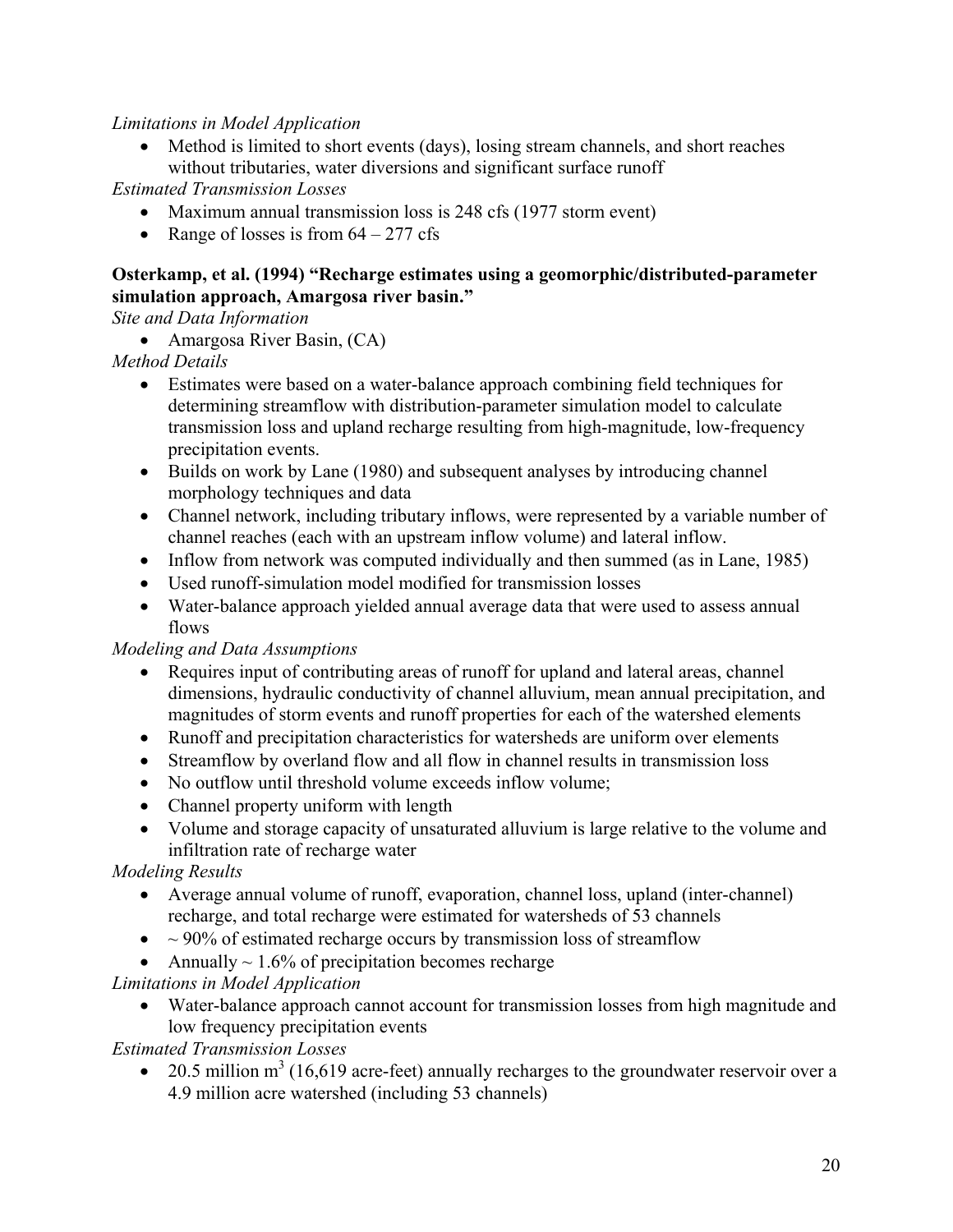*Limitations in Model Application*

- Method is limited to short events (days), losing stream channels, and short reaches without tributaries, water diversions and significant surface runoff

*Estimated Transmission Losses*

- Maximum annual transmission loss is 248 cfs (1977 storm event)
- Range of losses is from 64 – 277 cfs

**Osterkamp, et al. (1994) "Recharge estimates using a geomorphic/distributed-parameter simulation approach, Amargosa river basin."**

*Site and Data Information*

- Amargosa River Basin, (CA)

*Method Details*

- Estimates were based on a water-balance approach combining field techniques for determining streamflow with distribution-parameter simulation model to calculate transmission loss and upland recharge resulting from high-magnitude, low-frequency precipitation events.
- Builds on work by Lane (1980) and subsequent analyses by introducing channel morphology techniques and data
- Channel network, including tributary inflows, were represented by a variable number of channel reaches (each with an upstream inflow volume) and lateral inflow.
- Inflow from network was computed individually and then summed (as in Lane, 1985)
- Used runoff-simulation model modified for transmission losses
- Water-balance approach yielded annual average data that were used to assess annual flows

*Modeling and Data Assumptions*

- Requires input of contributing areas of runoff for upland and lateral areas, channel dimensions, hydraulic conductivity of channel alluvium, mean annual precipitation, and magnitudes of storm events and runoff properties for each of the watershed elements
- Runoff and precipitation characteristics for watersheds are uniform over elements
- Streamflow by overland flow and all flow in channel results in transmission loss
- No outflow until threshold volume exceeds inflow volume;
- Channel property uniform with length
- Volume and storage capacity of unsaturated alluvium is large relative to the volume and infiltration rate of recharge water

*Modeling Results*

- Average annual volume of runoff, evaporation, channel loss, upland (inter-channel) recharge, and total recharge were estimated for watersheds of 53 channels
- ~ 90% of estimated recharge occurs by transmission loss of streamflow
- Annually ~ 1.6% of precipitation becomes recharge

*Limitations in Model Application*

- Water-balance approach cannot account for transmission losses from high magnitude and low frequency precipitation events

*Estimated Transmission Losses*

- 20.5 million $m^3$ (16,619 acre-feet) annually recharges to the groundwater reservoir over a 4.9 million acre watershed (including 53 channels)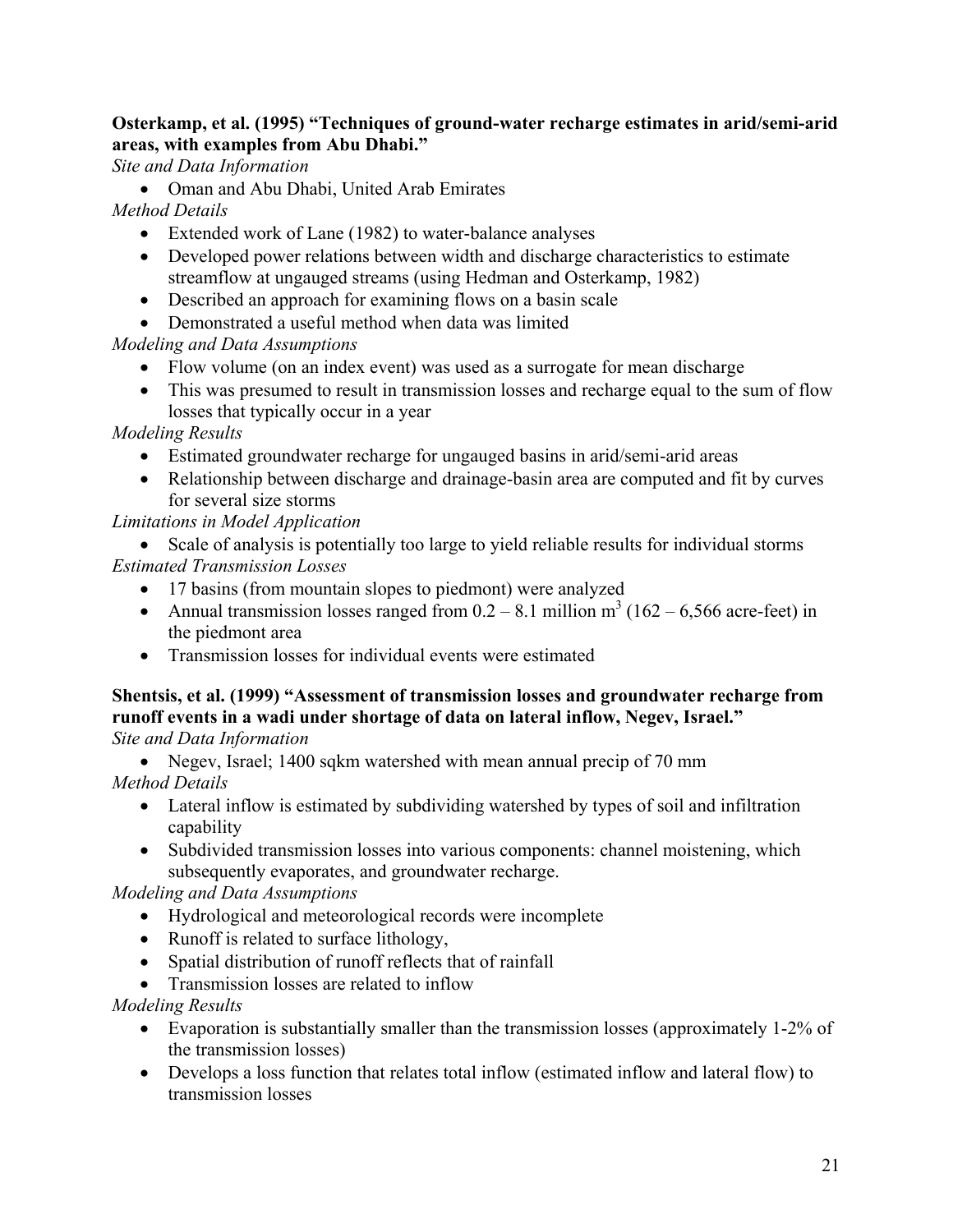**Osterkamp, et al. (1995) "Techniques of ground-water recharge estimates in arid/semi-arid areas, with examples from Abu Dhabi."**

*Site and Data Information*

- Oman and Abu Dhabi, United Arab Emirates

*Method Details*

- Extended work of Lane (1982) to water-balance analyses
- Developed power relations between width and discharge characteristics to estimate streamflow at ungauged streams (using Hedman and Osterkamp, 1982)
- Described an approach for examining flows on a basin scale
- Demonstrated a useful method when data was limited

*Modeling and Data Assumptions*

- Flow volume (on an index event) was used as a surrogate for mean discharge
- This was presumed to result in transmission losses and recharge equal to the sum of flow losses that typically occur in a year

*Modeling Results*

- Estimated groundwater recharge for ungauged basins in arid/semi-arid areas
- Relationship between discharge and drainage-basin area are computed and fit by curves for several size storms

*Limitations in Model Application*

- Scale of analysis is potentially too large to yield reliable results for individual storms

*Estimated Transmission Losses*

- 17 basins (from mountain slopes to piedmont) were analyzed
- Annual transmission losses ranged from 0.2 – 8.1 million $m^3$ (162 – 6,566 acre-feet) in the piedmont area
- Transmission losses for individual events were estimated

**Shentsis, et al. (1999) "Assessment of transmission losses and groundwater recharge from runoff events in a wadi under shortage of data on lateral inflow, Negev, Israel."**

*Site and Data Information*

- Negev, Israel; 1400 sqkm watershed with mean annual precip of 70 mm

*Method Details*

- Lateral inflow is estimated by subdividing watershed by types of soil and infiltration capability
- Subdivided transmission losses into various components: channel moistening, which subsequently evaporates, and groundwater recharge.

*Modeling and Data Assumptions*

- Hydrological and meteorological records were incomplete
- Runoff is related to surface lithology,
- Spatial distribution of runoff reflects that of rainfall
- Transmission losses are related to inflow

*Modeling Results*

- Evaporation is substantially smaller than the transmission losses (approximately 1-2% of the transmission losses)
- Develops a loss function that relates total inflow (estimated inflow and lateral flow) to transmission losses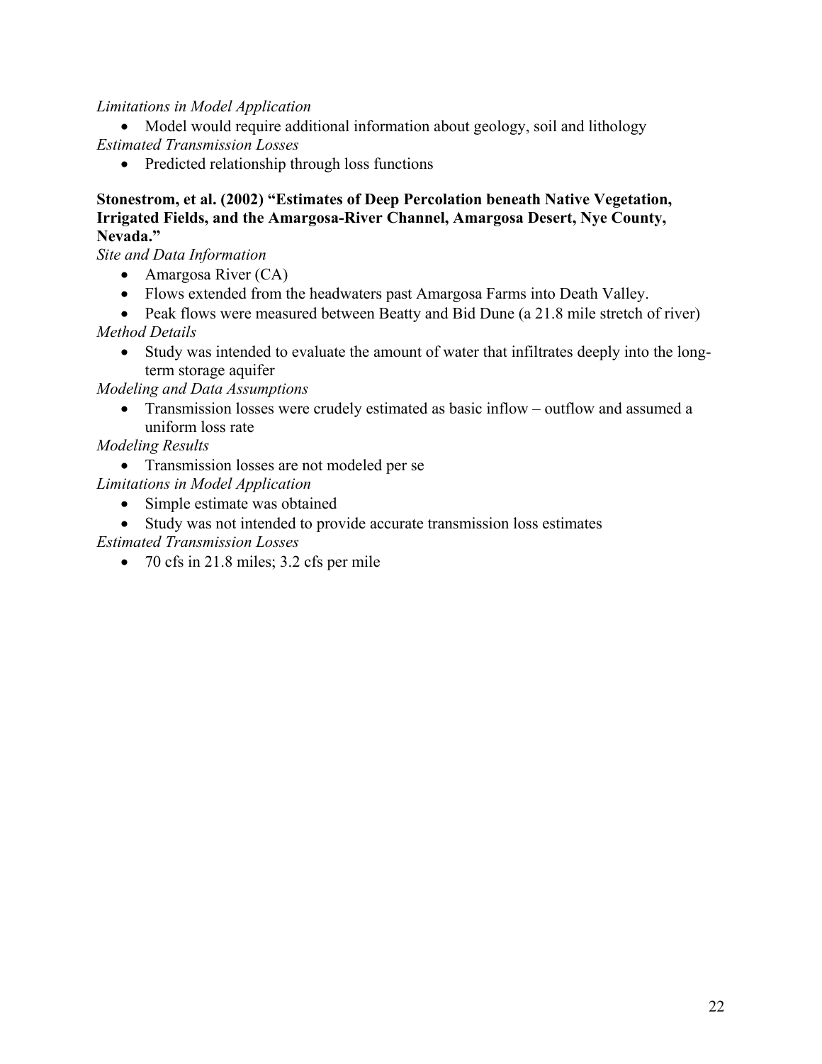*Limitations in Model Application*

- Model would require additional information about geology, soil and lithology

*Estimated Transmission Losses*

- Predicted relationship through loss functions

**Stonestrom, et al. (2002) "Estimates of Deep Percolation beneath Native Vegetation, Irrigated Fields, and the Amargosa-River Channel, Amargosa Desert, Nye County, Nevada."**

*Site and Data Information*

- Amargosa River (CA)
- Flows extended from the headwaters past Amargosa Farms into Death Valley.
- Peak flows were measured between Beatty and Bid Dune (a 21.8 mile stretch of river)

*Method Details*

- Study was intended to evaluate the amount of water that infiltrates deeply into the long-term storage aquifer

*Modeling and Data Assumptions*

- Transmission losses were crudely estimated as basic inflow – outflow and assumed a uniform loss rate

*Modeling Results*

- Transmission losses are not modeled per se

*Limitations in Model Application*

- Simple estimate was obtained
- Study was not intended to provide accurate transmission loss estimates

*Estimated Transmission Losses*

- 70 cfs in 21.8 miles; 3.2 cfs per mile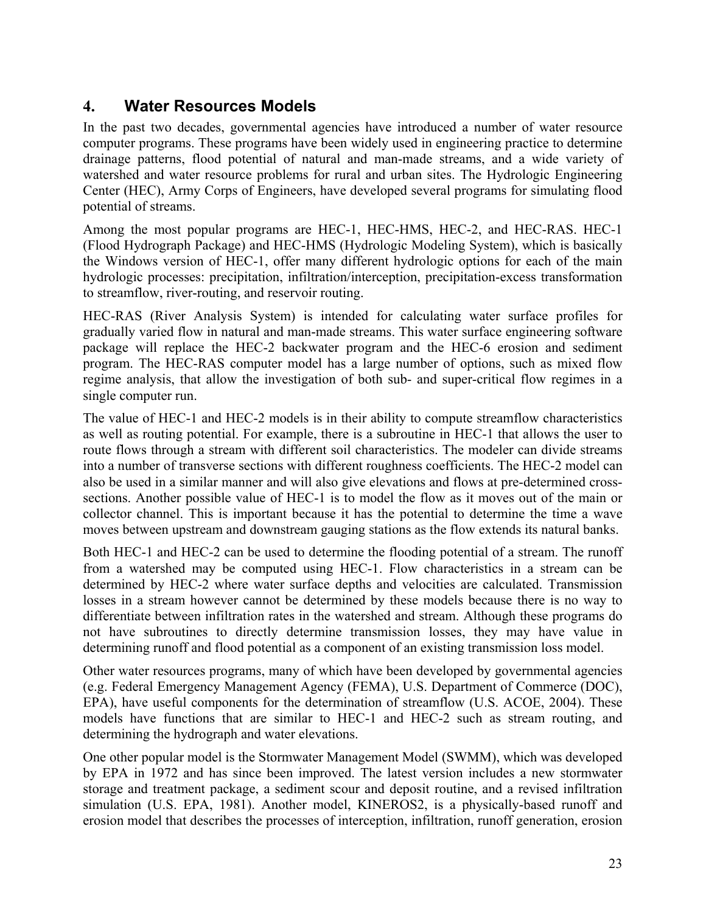## 4. Water Resources Models

In the past two decades, governmental agencies have introduced a number of water resource computer programs. These programs have been widely used in engineering practice to determine drainage patterns, flood potential of natural and man-made streams, and a wide variety of watershed and water resource problems for rural and urban sites. The Hydrologic Engineering Center (HEC), Army Corps of Engineers, have developed several programs for simulating flood potential of streams.

Among the most popular programs are HEC-1, HEC-HMS, HEC-2, and HEC-RAS. HEC-1 (Flood Hydrograph Package) and HEC-HMS (Hydrologic Modeling System), which is basically the Windows version of HEC-1, offer many different hydrologic options for each of the main hydrologic processes: precipitation, infiltration/interception, precipitation-excess transformation to streamflow, river-routing, and reservoir routing.

HEC-RAS (River Analysis System) is intended for calculating water surface profiles for gradually varied flow in natural and man-made streams. This water surface engineering software package will replace the HEC-2 backwater program and the HEC-6 erosion and sediment program. The HEC-RAS computer model has a large number of options, such as mixed flow regime analysis, that allow the investigation of both sub- and super-critical flow regimes in a single computer run.

The value of HEC-1 and HEC-2 models is in their ability to compute streamflow characteristics as well as routing potential. For example, there is a subroutine in HEC-1 that allows the user to route flows through a stream with different soil characteristics. The modeler can divide streams into a number of transverse sections with different roughness coefficients. The HEC-2 model can also be used in a similar manner and will also give elevations and flows at pre-determined cross-sections. Another possible value of HEC-1 is to model the flow as it moves out of the main or collector channel. This is important because it has the potential to determine the time a wave moves between upstream and downstream gauging stations as the flow extends its natural banks.

Both HEC-1 and HEC-2 can be used to determine the flooding potential of a stream. The runoff from a watershed may be computed using HEC-1. Flow characteristics in a stream can be determined by HEC-2 where water surface depths and velocities are calculated. Transmission losses in a stream however cannot be determined by these models because there is no way to differentiate between infiltration rates in the watershed and stream. Although these programs do not have subroutines to directly determine transmission losses, they may have value in determining runoff and flood potential as a component of an existing transmission loss model.

Other water resources programs, many of which have been developed by governmental agencies (e.g. Federal Emergency Management Agency (FEMA), U.S. Department of Commerce (DOC), EPA), have useful components for the determination of streamflow (U.S. ACOE, 2004). These models have functions that are similar to HEC-1 and HEC-2 such as stream routing, and determining the hydrograph and water elevations.

One other popular model is the Stormwater Management Model (SWMM), which was developed by EPA in 1972 and has since been improved. The latest version includes a new stormwater storage and treatment package, a sediment scour and deposit routine, and a revised infiltration simulation (U.S. EPA, 1981). Another model, KINEROS2, is a physically-based runoff and erosion model that describes the processes of interception, infiltration, runoff generation, erosion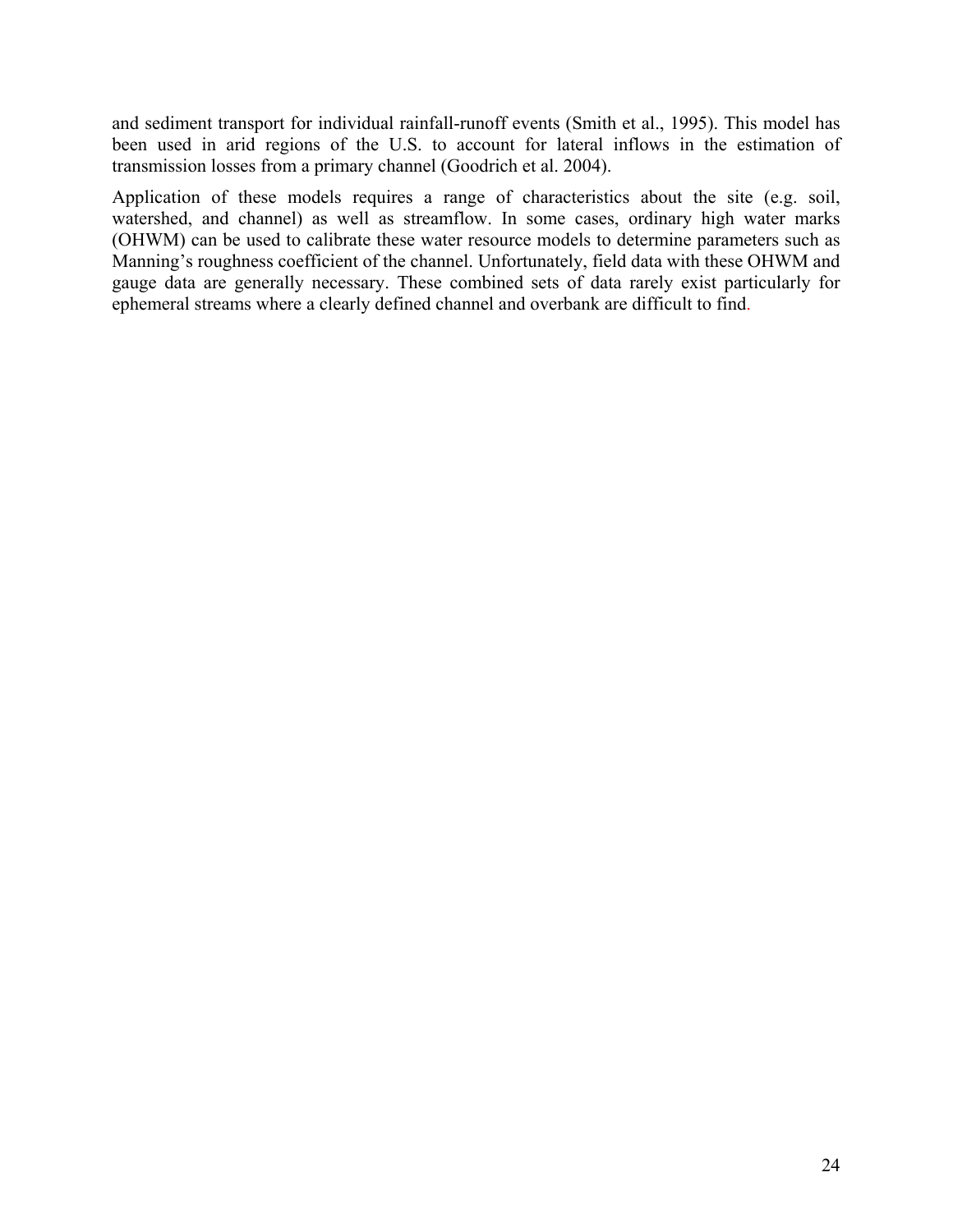and sediment transport for individual rainfall-runoff events (Smith et al., 1995). This model has been used in arid regions of the U.S. to account for lateral inflows in the estimation of transmission losses from a primary channel (Goodrich et al. 2004).

Application of these models requires a range of characteristics about the site (e.g. soil, watershed, and channel) as well as streamflow. In some cases, ordinary high water marks (OHWM) can be used to calibrate these water resource models to determine parameters such as Manning's roughness coefficient of the channel. Unfortunately, field data with these OHWM and gauge data are generally necessary. These combined sets of data rarely exist particularly for ephemeral streams where a clearly defined channel and overbank are difficult to find.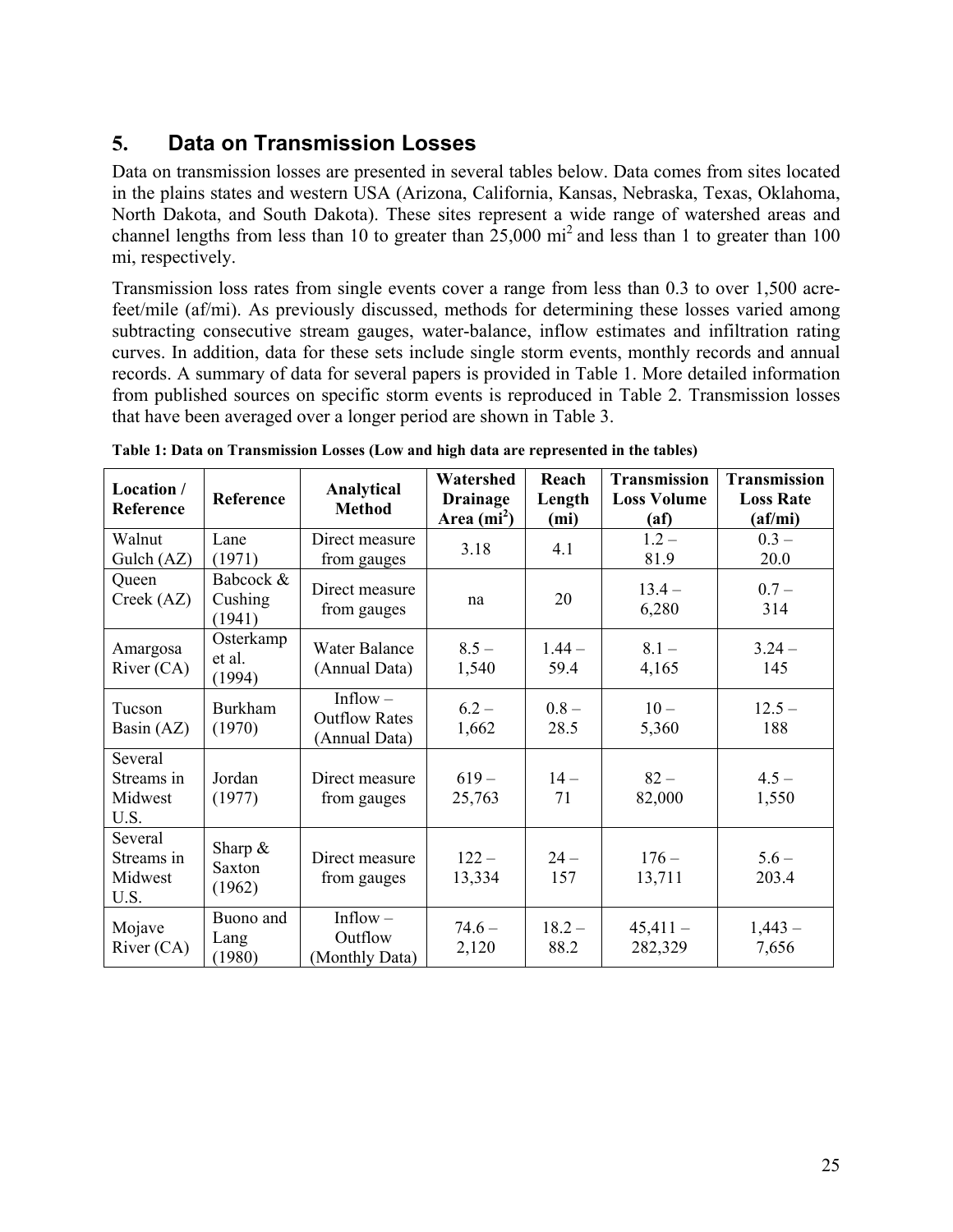## 5. Data on Transmission Losses

Data on transmission losses are presented in several tables below. Data comes from sites located in the plains states and western USA (Arizona, California, Kansas, Nebraska, Texas, Oklahoma, North Dakota, and South Dakota). These sites represent a wide range of watershed areas and channel lengths from less than 10 to greater than 25,000 mi$^2$ and less than 1 to greater than 100 mi, respectively.

Transmission loss rates from single events cover a range from less than 0.3 to over 1,500 acre-feet/mile (af/mi). As previously discussed, methods for determining these losses varied among subtracting consecutive stream gauges, water-balance, inflow estimates and infiltration rating curves. In addition, data for these sets include single storm events, monthly records and annual records. A summary of data for several papers is provided in Table 1. More detailed information from published sources on specific storm events is reproduced in Table 2. Transmission losses that have been averaged over a longer period are shown in Table 3.

**Table 1: Data on Transmission Losses (Low and high data are represented in the tables)**

| Location / Reference | Reference | Analytical Method | Watershed Drainage Area (mi$^2$) | Reach Length (mi) | Transmission Loss Volume (af) | Transmission Loss Rate (af/mi) |
|---|---|---|---|---|---|---|
| Walnut Gulch (AZ) | Lane (1971) | Direct measure from gauges | 3.18 | 4.1 | 1.2 – 81.9 | 0.3 – 20.0 |
| Queen Creek (AZ) | Babcock & Cushing (1941) | Direct measure from gauges | na | 20 | 13.4 – 6,280 | 0.7 – 314 |
| Amargosa River (CA) | Osterkamp et al. (1994) | Water Balance (Annual Data) | 8.5 – 1,540 | 1.44 – 59.4 | 8.1 – 4,165 | 3.24 – 145 |
| Tucson Basin (AZ) | Burkham (1970) | Inflow – Outflow Rates (Annual Data) | 6.2 – 1,662 | 0.8 – 28.5 | 10 – 5,360 | 12.5 – 188 |
| Several Streams in Midwest U.S. | Jordan (1977) | Direct measure from gauges | 619 – 25,763 | 14 – 71 | 82 – 82,000 | 4.5 – 1,550 |
| Several Streams in Midwest U.S. | Sharp & Saxton (1962) | Direct measure from gauges | 122 – 13,334 | 24 – 157 | 176 – 13,711 | 5.6 – 203.4 |
| Mojave River (CA) | Buono and Lang (1980) | Inflow – Outflow (Monthly Data) | 74.6 – 2,120 | 18.2 – 88.2 | 45,411 – 282,329 | 1,443 – 7,656 |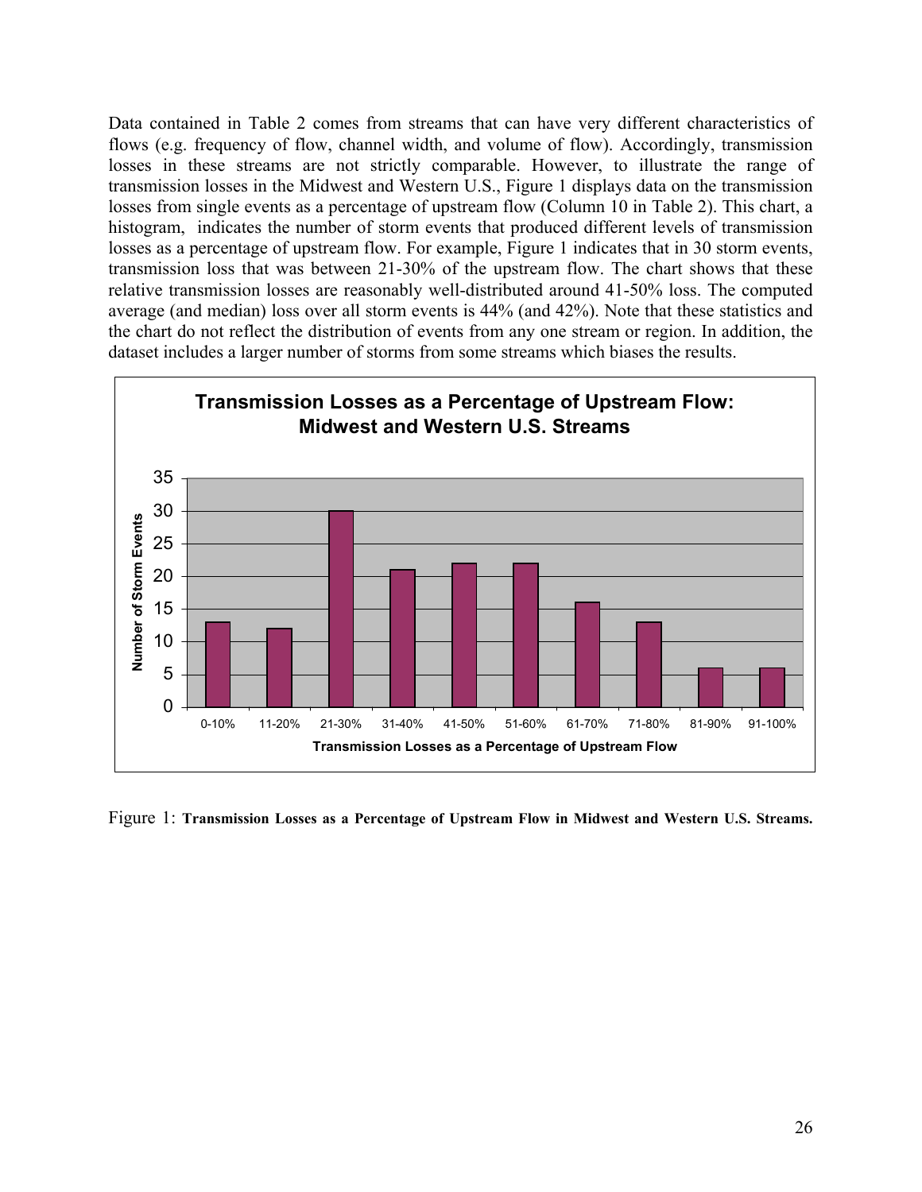Data contained in Table 2 comes from streams that can have very different characteristics of flows (e.g. frequency of flow, channel width, and volume of flow). Accordingly, transmission losses in these streams are not strictly comparable. However, to illustrate the range of transmission losses in the Midwest and Western U.S., Figure 1 displays data on the transmission losses from single events as a percentage of upstream flow (Column 10 in Table 2). This chart, a histogram, indicates the number of storm events that produced different levels of transmission losses as a percentage of upstream flow. For example, Figure 1 indicates that in 30 storm events, transmission loss that was between 21-30% of the upstream flow. The chart shows that these relative transmission losses are reasonably well-distributed around 41-50% loss. The computed average (and median) loss over all storm events is 44% (and 42%). Note that these statistics and the chart do not reflect the distribution of events from any one stream or region. In addition, the dataset includes a larger number of storms from some streams which biases the results.

**Transmission Losses as a Percentage of Upstream Flow: Midwest and Western U.S. Streams**

| Transmission Losses as a Percentage of Upstream Flow | Number of Storm Events |
|---|---|
| 0-10% | 13 |
| 11-20% | 12 |
| 21-30% | 30 |
| 31-40% | 21 |
| 41-50% | 22 |
| 51-60% | 22 |
| 61-70% | 16 |
| 71-80% | 13 |
| 81-90% | 6 |
| 91-100% | 6 |

Figure 1: **Transmission Losses as a Percentage of Upstream Flow in Midwest and Western U.S. Streams.**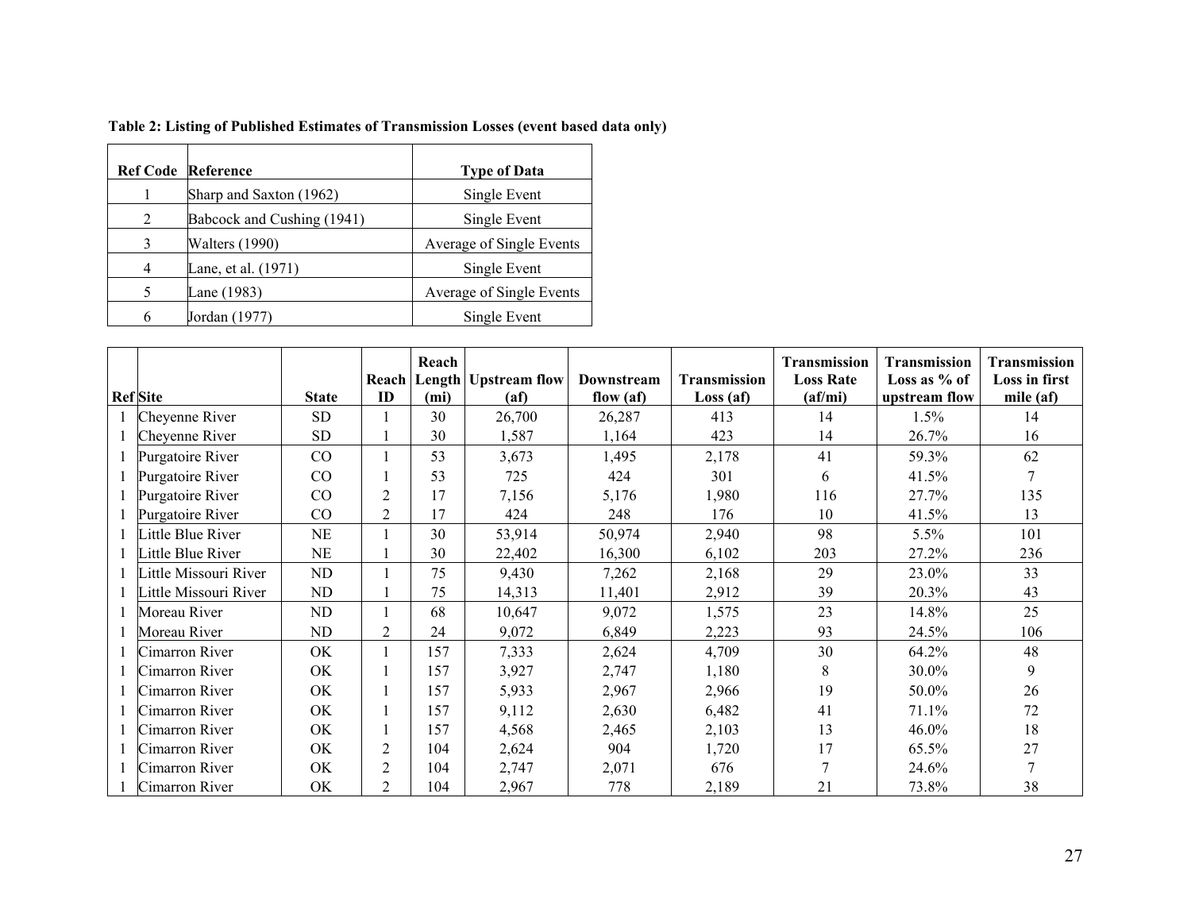**Table 2: Listing of Published Estimates of Transmission Losses (event based data only)**

| Ref Code | Reference | Type of Data |
|---|---|---|
| 1 | Sharp and Saxton (1962) | Single Event |
| 2 | Babcock and Cushing (1941) | Single Event |
| 3 | Walters (1990) | Average of Single Events |
| 4 | Lane, et al. (1971) | Single Event |
| 5 | Lane (1983) | Average of Single Events |
| 6 | Jordan (1977) | Single Event |

| Ref | Site | State | Reach ID | Reach Length (mi) | Upstream flow (af) | Downstream flow (af) | Transmission Loss (af) | Transmission Loss Rate (af/mi) | Transmission Loss as % of upstream flow | Transmission Loss in first mile (af) |
|---|---|---|---|---|---|---|---|---|---|---|
| 1 | Cheyenne River | SD | 1 | 30 | 26,700 | 26,287 | 413 | 14 | 1.5% | 14 |
| 1 | Cheyenne River | SD | 1 | 30 | 1,587 | 1,164 | 423 | 14 | 26.7% | 16 |
| 1 | Purgatoire River | CO | 1 | 53 | 3,673 | 1,495 | 2,178 | 41 | 59.3% | 62 |
| 1 | Purgatoire River | CO | 1 | 53 | 725 | 424 | 301 | 6 | 41.5% | 7 |
| 1 | Purgatoire River | CO | 2 | 17 | 7,156 | 5,176 | 1,980 | 116 | 27.7% | 135 |
| 1 | Purgatoire River | CO | 2 | 17 | 424 | 248 | 176 | 10 | 41.5% | 13 |
| 1 | Little Blue River | NE | 1 | 30 | 53,914 | 50,974 | 2,940 | 98 | 5.5% | 101 |
| 1 | Little Blue River | NE | 1 | 30 | 22,402 | 16,300 | 6,102 | 203 | 27.2% | 236 |
| 1 | Little Missouri River | ND | 1 | 75 | 9,430 | 7,262 | 2,168 | 29 | 23.0% | 33 |
| 1 | Little Missouri River | ND | 1 | 75 | 14,313 | 11,401 | 2,912 | 39 | 20.3% | 43 |
| 1 | Moreau River | ND | 1 | 68 | 10,647 | 9,072 | 1,575 | 23 | 14.8% | 25 |
| 1 | Moreau River | ND | 2 | 24 | 9,072 | 6,849 | 2,223 | 93 | 24.5% | 106 |
| 1 | Cimarron River | OK | 1 | 157 | 7,333 | 2,624 | 4,709 | 30 | 64.2% | 48 |
| 1 | Cimarron River | OK | 1 | 157 | 3,927 | 2,747 | 1,180 | 8 | 30.0% | 9 |
| 1 | Cimarron River | OK | 1 | 157 | 5,933 | 2,967 | 2,966 | 19 | 50.0% | 26 |
| 1 | Cimarron River | OK | 1 | 157 | 9,112 | 2,630 | 6,482 | 41 | 71.1% | 72 |
| 1 | Cimarron River | OK | 1 | 157 | 4,568 | 2,465 | 2,103 | 13 | 46.0% | 18 |
| 1 | Cimarron River | OK | 2 | 104 | 2,624 | 904 | 1,720 | 17 | 65.5% | 27 |
| 1 | Cimarron River | OK | 2 | 104 | 2,747 | 2,071 | 676 | 7 | 24.6% | 7 |
| 1 | Cimarron River | OK | 2 | 104 | 2,967 | 778 | 2,189 | 21 | 73.8% | 38 |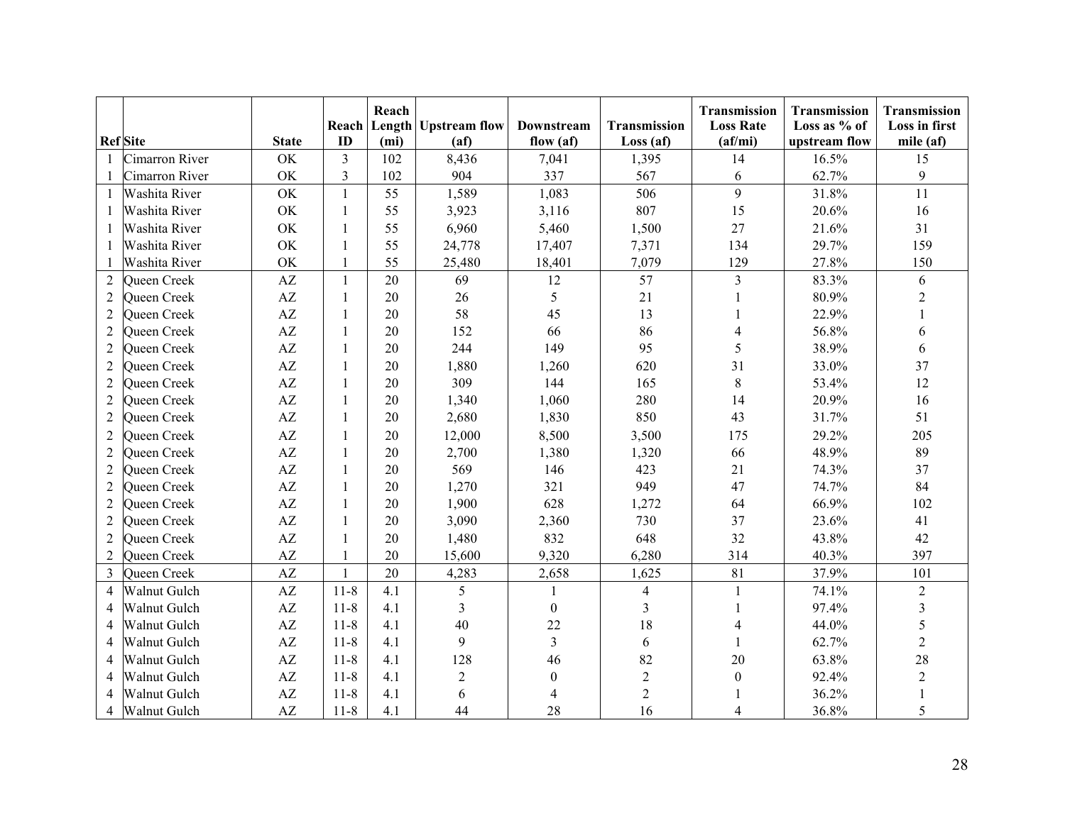| Ref | Site | State | Reach ID | Reach Length (mi) | Upstream flow (af) | Downstream flow (af) | Transmission Loss (af) | Transmission Loss Rate (af/mi) | Transmission Loss as % of upstream flow | Transmission Loss in first mile (af) |
|---|---|---|---|---|---|---|---|---|---|---|
| 1 | Cimarron River | OK | 3 | 102 | 8,436 | 7,041 | 1,395 | 14 | 16.5% | 15 |
| 1 | Cimarron River | OK | 3 | 102 | 904 | 337 | 567 | 6 | 62.7% | 9 |
| 1 | Washita River | OK | 1 | 55 | 1,589 | 1,083 | 506 | 9 | 31.8% | 11 |
| 1 | Washita River | OK | 1 | 55 | 3,923 | 3,116 | 807 | 15 | 20.6% | 16 |
| 1 | Washita River | OK | 1 | 55 | 6,960 | 5,460 | 1,500 | 27 | 21.6% | 31 |
| 1 | Washita River | OK | 1 | 55 | 24,778 | 17,407 | 7,371 | 134 | 29.7% | 159 |
| 1 | Washita River | OK | 1 | 55 | 25,480 | 18,401 | 7,079 | 129 | 27.8% | 150 |
| 2 | Queen Creek | AZ | 1 | 20 | 69 | 12 | 57 | 3 | 83.3% | 6 |
| 2 | Queen Creek | AZ | 1 | 20 | 26 | 5 | 21 | 1 | 80.9% | 2 |
| 2 | Queen Creek | AZ | 1 | 20 | 58 | 45 | 13 | 1 | 22.9% | 1 |
| 2 | Queen Creek | AZ | 1 | 20 | 152 | 66 | 86 | 4 | 56.8% | 6 |
| 2 | Queen Creek | AZ | 1 | 20 | 244 | 149 | 95 | 5 | 38.9% | 6 |
| 2 | Queen Creek | AZ | 1 | 20 | 1,880 | 1,260 | 620 | 31 | 33.0% | 37 |
| 2 | Queen Creek | AZ | 1 | 20 | 309 | 144 | 165 | 8 | 53.4% | 12 |
| 2 | Queen Creek | AZ | 1 | 20 | 1,340 | 1,060 | 280 | 14 | 20.9% | 16 |
| 2 | Queen Creek | AZ | 1 | 20 | 2,680 | 1,830 | 850 | 43 | 31.7% | 51 |
| 2 | Queen Creek | AZ | 1 | 20 | 12,000 | 8,500 | 3,500 | 175 | 29.2% | 205 |
| 2 | Queen Creek | AZ | 1 | 20 | 2,700 | 1,380 | 1,320 | 66 | 48.9% | 89 |
| 2 | Queen Creek | AZ | 1 | 20 | 569 | 146 | 423 | 21 | 74.3% | 37 |
| 2 | Queen Creek | AZ | 1 | 20 | 1,270 | 321 | 949 | 47 | 74.7% | 84 |
| 2 | Queen Creek | AZ | 1 | 20 | 1,900 | 628 | 1,272 | 64 | 66.9% | 102 |
| 2 | Queen Creek | AZ | 1 | 20 | 3,090 | 2,360 | 730 | 37 | 23.6% | 41 |
| 2 | Queen Creek | AZ | 1 | 20 | 1,480 | 832 | 648 | 32 | 43.8% | 42 |
| 2 | Queen Creek | AZ | 1 | 20 | 15,600 | 9,320 | 6,280 | 314 | 40.3% | 397 |
| 3 | Queen Creek | AZ | 1 | 20 | 4,283 | 2,658 | 1,625 | 81 | 37.9% | 101 |
| 4 | Walnut Gulch | AZ | 11-8 | 4.1 | 5 | 1 | 4 | 1 | 74.1% | 2 |
| 4 | Walnut Gulch | AZ | 11-8 | 4.1 | 3 | 0 | 3 | 1 | 97.4% | 3 |
| 4 | Walnut Gulch | AZ | 11-8 | 4.1 | 40 | 22 | 18 | 4 | 44.0% | 5 |
| 4 | Walnut Gulch | AZ | 11-8 | 4.1 | 9 | 3 | 6 | 1 | 62.7% | 2 |
| 4 | Walnut Gulch | AZ | 11-8 | 4.1 | 128 | 46 | 82 | 20 | 63.8% | 28 |
| 4 | Walnut Gulch | AZ | 11-8 | 4.1 | 2 | 0 | 2 | 0 | 92.4% | 2 |
| 4 | Walnut Gulch | AZ | 11-8 | 4.1 | 6 | 4 | 2 | 1 | 36.2% | 1 |
| 4 | Walnut Gulch | AZ | 11-8 | 4.1 | 44 | 28 | 16 | 4 | 36.8% | 5 |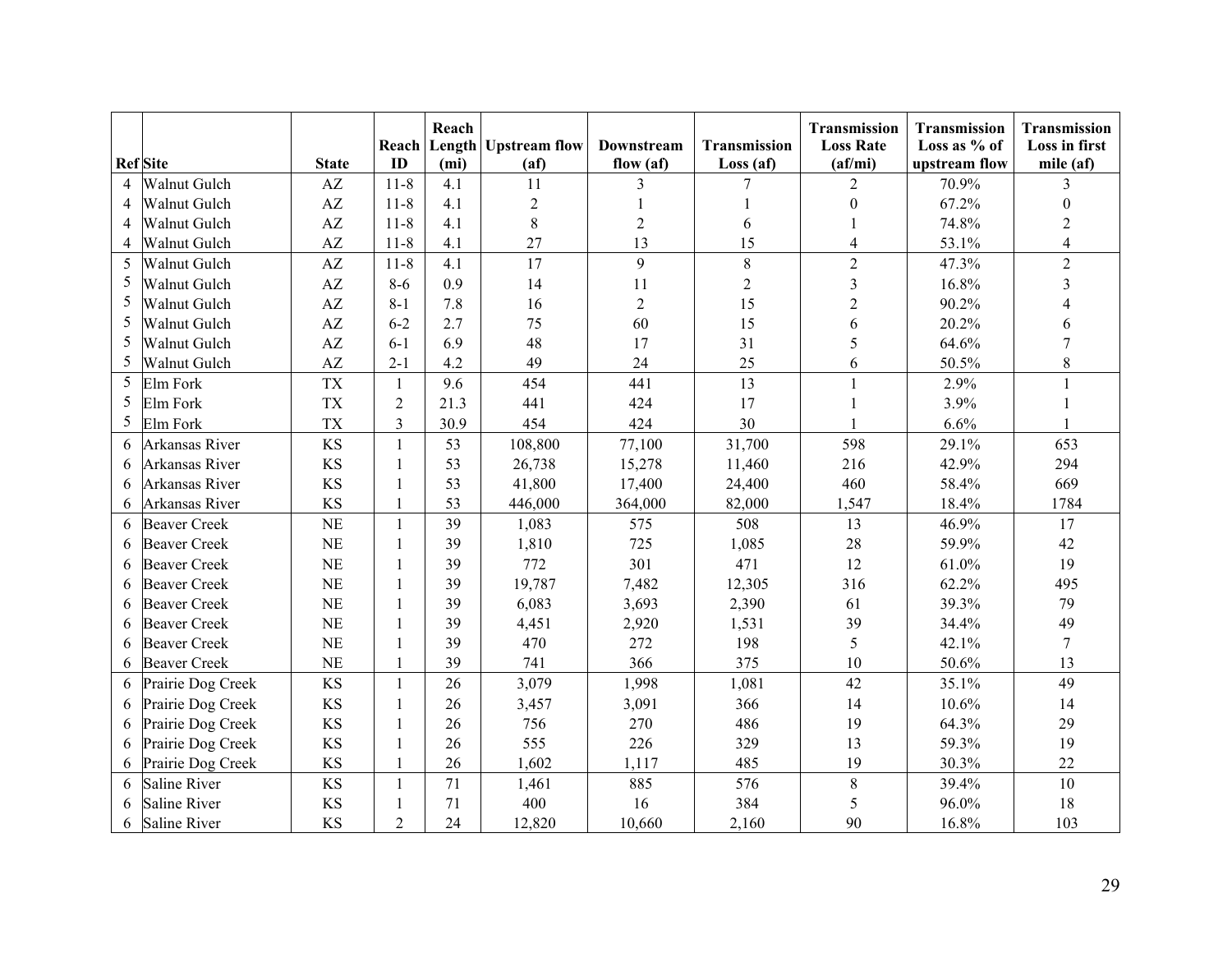| Ref | Site | State | Reach ID | Reach Length (mi) | Upstream flow (af) | Downstream flow (af) | Transmission Loss (af) | Transmission Loss Rate (af/mi) | Transmission Loss as % of upstream flow | Transmission Loss in first mile (af) |
|---|---|---|---|---|---|---|---|---|---|---|
| 4 | Walnut Gulch | AZ | 11-8 | 4.1 | 11 | 3 | 7 | 2 | 70.9% | 3 |
| 4 | Walnut Gulch | AZ | 11-8 | 4.1 | 2 | 1 | 1 | 0 | 67.2% | 0 |
| 4 | Walnut Gulch | AZ | 11-8 | 4.1 | 8 | 2 | 6 | 1 | 74.8% | 2 |
| 4 | Walnut Gulch | AZ | 11-8 | 4.1 | 27 | 13 | 15 | 4 | 53.1% | 4 |
| 5 | Walnut Gulch | AZ | 11-8 | 4.1 | 17 | 9 | 8 | 2 | 47.3% | 2 |
| 5 | Walnut Gulch | AZ | 8-6 | 0.9 | 14 | 11 | 2 | 3 | 16.8% | 3 |
| 5 | Walnut Gulch | AZ | 8-1 | 7.8 | 16 | 2 | 15 | 2 | 90.2% | 4 |
| 5 | Walnut Gulch | AZ | 6-2 | 2.7 | 75 | 60 | 15 | 6 | 20.2% | 6 |
| 5 | Walnut Gulch | AZ | 6-1 | 6.9 | 48 | 17 | 31 | 5 | 64.6% | 7 |
| 5 | Walnut Gulch | AZ | 2-1 | 4.2 | 49 | 24 | 25 | 6 | 50.5% | 8 |
| 5 | Elm Fork | TX | 1 | 9.6 | 454 | 441 | 13 | 1 | 2.9% | 1 |
| 5 | Elm Fork | TX | 2 | 21.3 | 441 | 424 | 17 | 1 | 3.9% | 1 |
| 5 | Elm Fork | TX | 3 | 30.9 | 454 | 424 | 30 | 1 | 6.6% | 1 |
| 6 | Arkansas River | KS | 1 | 53 | 108,800 | 77,100 | 31,700 | 598 | 29.1% | 653 |
| 6 | Arkansas River | KS | 1 | 53 | 26,738 | 15,278 | 11,460 | 216 | 42.9% | 294 |
| 6 | Arkansas River | KS | 1 | 53 | 41,800 | 17,400 | 24,400 | 460 | 58.4% | 669 |
| 6 | Arkansas River | KS | 1 | 53 | 446,000 | 364,000 | 82,000 | 1,547 | 18.4% | 1784 |
| 6 | Beaver Creek | NE | 1 | 39 | 1,083 | 575 | 508 | 13 | 46.9% | 17 |
| 6 | Beaver Creek | NE | 1 | 39 | 1,810 | 725 | 1,085 | 28 | 59.9% | 42 |
| 6 | Beaver Creek | NE | 1 | 39 | 772 | 301 | 471 | 12 | 61.0% | 19 |
| 6 | Beaver Creek | NE | 1 | 39 | 19,787 | 7,482 | 12,305 | 316 | 62.2% | 495 |
| 6 | Beaver Creek | NE | 1 | 39 | 6,083 | 3,693 | 2,390 | 61 | 39.3% | 79 |
| 6 | Beaver Creek | NE | 1 | 39 | 4,451 | 2,920 | 1,531 | 39 | 34.4% | 49 |
| 6 | Beaver Creek | NE | 1 | 39 | 470 | 272 | 198 | 5 | 42.1% | 7 |
| 6 | Beaver Creek | NE | 1 | 39 | 741 | 366 | 375 | 10 | 50.6% | 13 |
| 6 | Prairie Dog Creek | KS | 1 | 26 | 3,079 | 1,998 | 1,081 | 42 | 35.1% | 49 |
| 6 | Prairie Dog Creek | KS | 1 | 26 | 3,457 | 3,091 | 366 | 14 | 10.6% | 14 |
| 6 | Prairie Dog Creek | KS | 1 | 26 | 756 | 270 | 486 | 19 | 64.3% | 29 |
| 6 | Prairie Dog Creek | KS | 1 | 26 | 555 | 226 | 329 | 13 | 59.3% | 19 |
| 6 | Prairie Dog Creek | KS | 1 | 26 | 1,602 | 1,117 | 485 | 19 | 30.3% | 22 |
| 6 | Saline River | KS | 1 | 71 | 1,461 | 885 | 576 | 8 | 39.4% | 10 |
| 6 | Saline River | KS | 1 | 71 | 400 | 16 | 384 | 5 | 96.0% | 18 |
| 6 | Saline River | KS | 2 | 24 | 12,820 | 10,660 | 2,160 | 90 | 16.8% | 103 |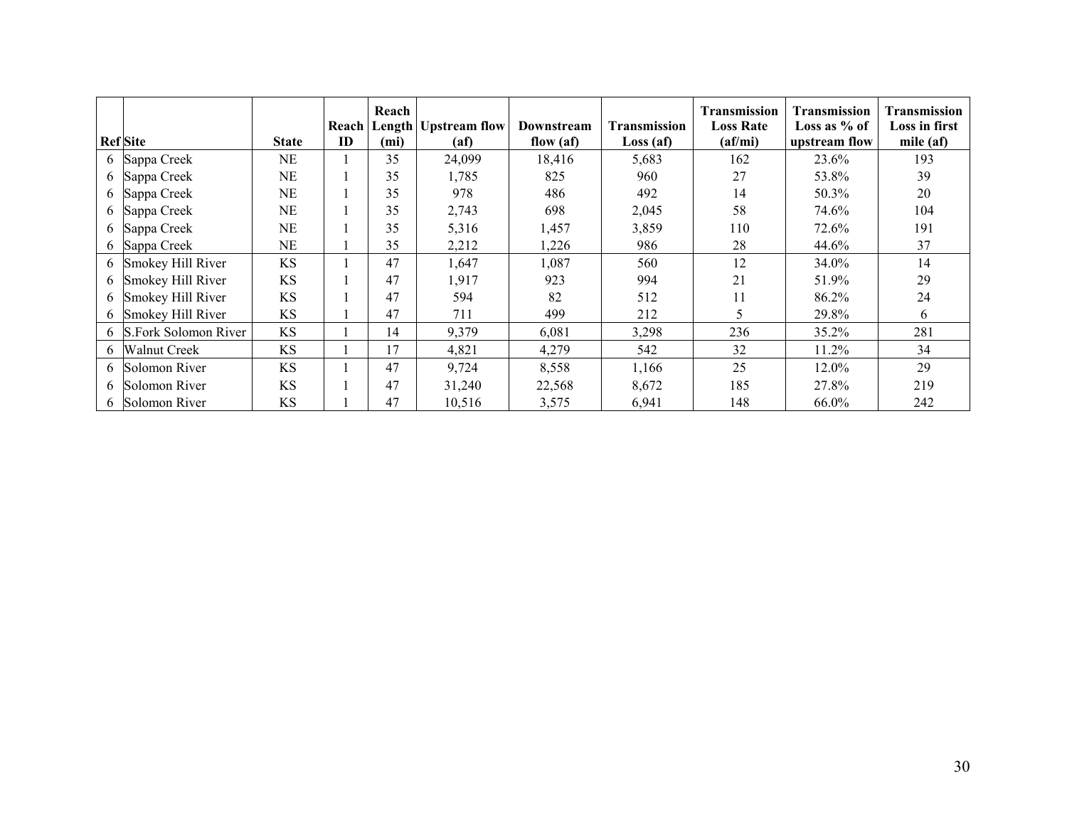| Ref | Site | State | Reach ID | Reach Length (mi) | Upstream flow (af) | Downstream flow (af) | Transmission Loss (af) | Transmission Loss Rate (af/mi) | Transmission Loss as % of upstream flow | Transmission Loss in first mile (af) |
|---|---|---|---|---|---|---|---|---|---|---|
| 6 | Sappa Creek | NE | 1 | 35 | 24,099 | 18,416 | 5,683 | 162 | 23.6% | 193 |
| 6 | Sappa Creek | NE | 1 | 35 | 1,785 | 825 | 960 | 27 | 53.8% | 39 |
| 6 | Sappa Creek | NE | 1 | 35 | 978 | 486 | 492 | 14 | 50.3% | 20 |
| 6 | Sappa Creek | NE | 1 | 35 | 2,743 | 698 | 2,045 | 58 | 74.6% | 104 |
| 6 | Sappa Creek | NE | 1 | 35 | 5,316 | 1,457 | 3,859 | 110 | 72.6% | 191 |
| 6 | Sappa Creek | NE | 1 | 35 | 2,212 | 1,226 | 986 | 28 | 44.6% | 37 |
| 6 | Smokey Hill River | KS | 1 | 47 | 1,647 | 1,087 | 560 | 12 | 34.0% | 14 |
| 6 | Smokey Hill River | KS | 1 | 47 | 1,917 | 923 | 994 | 21 | 51.9% | 29 |
| 6 | Smokey Hill River | KS | 1 | 47 | 594 | 82 | 512 | 11 | 86.2% | 24 |
| 6 | Smokey Hill River | KS | 1 | 47 | 711 | 499 | 212 | 5 | 29.8% | 6 |
| 6 | S.Fork Solomon River | KS | 1 | 14 | 9,379 | 6,081 | 3,298 | 236 | 35.2% | 281 |
| 6 | Walnut Creek | KS | 1 | 17 | 4,821 | 4,279 | 542 | 32 | 11.2% | 34 |
| 6 | Solomon River | KS | 1 | 47 | 9,724 | 8,558 | 1,166 | 25 | 12.0% | 29 |
| 6 | Solomon River | KS | 1 | 47 | 31,240 | 22,568 | 8,672 | 185 | 27.8% | 219 |
| 6 | Solomon River | KS | 1 | 47 | 10,516 | 3,575 | 6,941 | 148 | 66.0% | 242 |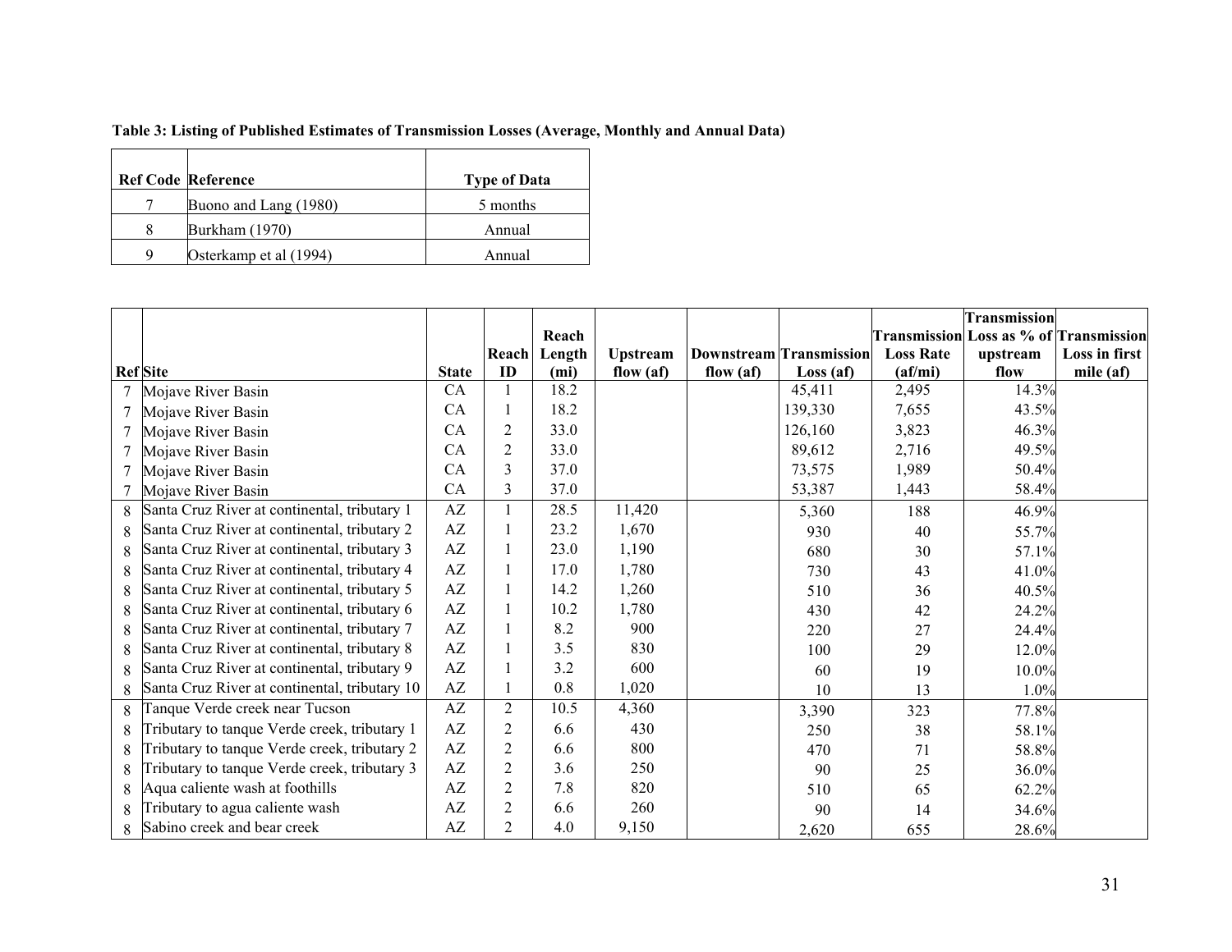**Table 3: Listing of Published Estimates of Transmission Losses (Average, Monthly and Annual Data)**

| Ref Code | Reference | Type of Data |
|---|---|---|
| 7 | Buono and Lang (1980) | 5 months |
| 8 | Burkham (1970) | Annual |
| 9 | Osterkamp et al (1994) | Annual |

| Ref | Site | State | Reach ID | Reach Length (mi) | Upstream flow (af) | Downstream flow (af) | Transmission Loss (af) | Transmission Loss Rate (af/mi) | Transmission Loss as % of upstream flow | Transmission Loss in first mile (af) |
|---|---|---|---|---|---|---|---|---|---|---|
| 7 | Mojave River Basin | CA | 1 | 18.2 | | | 45,411 | 2,495 | 14.3% | |
| 7 | Mojave River Basin | CA | 1 | 18.2 | | | 139,330 | 7,655 | 43.5% | |
| 7 | Mojave River Basin | CA | 2 | 33.0 | | | 126,160 | 3,823 | 46.3% | |
| 7 | Mojave River Basin | CA | 2 | 33.0 | | | 89,612 | 2,716 | 49.5% | |
| 7 | Mojave River Basin | CA | 3 | 37.0 | | | 73,575 | 1,989 | 50.4% | |
| 7 | Mojave River Basin | CA | 3 | 37.0 | | | 53,387 | 1,443 | 58.4% | |
| 8 | Santa Cruz River at continental, tributary 1 | AZ | 1 | 28.5 | 11,420 | | 5,360 | 188 | 46.9% | |
| 8 | Santa Cruz River at continental, tributary 2 | AZ | 1 | 23.2 | 1,670 | | 930 | 40 | 55.7% | |
| 8 | Santa Cruz River at continental, tributary 3 | AZ | 1 | 23.0 | 1,190 | | 680 | 30 | 57.1% | |
| 8 | Santa Cruz River at continental, tributary 4 | AZ | 1 | 17.0 | 1,780 | | 730 | 43 | 41.0% | |
| 8 | Santa Cruz River at continental, tributary 5 | AZ | 1 | 14.2 | 1,260 | | 510 | 36 | 40.5% | |
| 8 | Santa Cruz River at continental, tributary 6 | AZ | 1 | 10.2 | 1,780 | | 430 | 42 | 24.2% | |
| 8 | Santa Cruz River at continental, tributary 7 | AZ | 1 | 8.2 | 900 | | 220 | 27 | 24.4% | |
| 8 | Santa Cruz River at continental, tributary 8 | AZ | 1 | 3.5 | 830 | | 100 | 29 | 12.0% | |
| 8 | Santa Cruz River at continental, tributary 9 | AZ | 1 | 3.2 | 600 | | 60 | 19 | 10.0% | |
| 8 | Santa Cruz River at continental, tributary 10 | AZ | 1 | 0.8 | 1,020 | | 10 | 13 | 1.0% | |
| 8 | Tanque Verde creek near Tucson | AZ | 2 | 10.5 | 4,360 | | 3,390 | 323 | 77.8% | |
| 8 | Tributary to tanque Verde creek, tributary 1 | AZ | 2 | 6.6 | 430 | | 250 | 38 | 58.1% | |
| 8 | Tributary to tanque Verde creek, tributary 2 | AZ | 2 | 6.6 | 800 | | 470 | 71 | 58.8% | |
| 8 | Tributary to tanque Verde creek, tributary 3 | AZ | 2 | 3.6 | 250 | | 90 | 25 | 36.0% | |
| 8 | Aqua caliente wash at foothills | AZ | 2 | 7.8 | 820 | | 510 | 65 | 62.2% | |
| 8 | Tributary to agua caliente wash | AZ | 2 | 6.6 | 260 | | 90 | 14 | 34.6% | |
| 8 | Sabino creek and bear creek | AZ | 2 | 4.0 | 9,150 | | 2,620 | 655 | 28.6% | |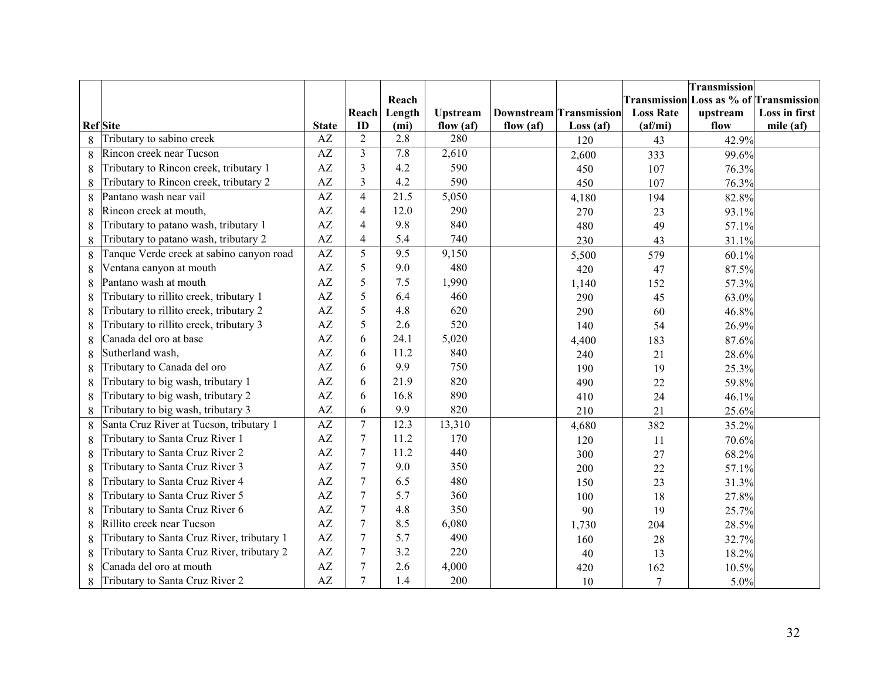| Ref | Site | State | Reach ID | Reach Length (mi) | Upstream flow (af) | Downstream flow (af) | Transmission Loss (af) | Transmission Loss Rate (af/mi) | Transmission Loss as % of upstream flow | Transmission Loss in first mile (af) |
|---|---|---|---|---|---|---|---|---|---|---|
| 8 | Tributary to sabino creek | AZ | 2 | 2.8 | 280 | | 120 | 43 | 42.9% | |
| 8 | Rincon creek near Tucson | AZ | 3 | 7.8 | 2,610 | | 2,600 | 333 | 99.6% | |
| 8 | Tributary to Rincon creek, tributary 1 | AZ | 3 | 4.2 | 590 | | 450 | 107 | 76.3% | |
| 8 | Tributary to Rincon creek, tributary 2 | AZ | 3 | 4.2 | 590 | | 450 | 107 | 76.3% | |
| 8 | Pantano wash near vail | AZ | 4 | 21.5 | 5,050 | | 4,180 | 194 | 82.8% | |
| 8 | Rincon creek at mouth, | AZ | 4 | 12.0 | 290 | | 270 | 23 | 93.1% | |
| 8 | Tributary to patano wash, tributary 1 | AZ | 4 | 9.8 | 840 | | 480 | 49 | 57.1% | |
| 8 | Tributary to patano wash, tributary 2 | AZ | 4 | 5.4 | 740 | | 230 | 43 | 31.1% | |
| 8 | Tanque Verde creek at sabino canyon road | AZ | 5 | 9.5 | 9,150 | | 5,500 | 579 | 60.1% | |
| 8 | Ventana canyon at mouth | AZ | 5 | 9.0 | 480 | | 420 | 47 | 87.5% | |
| 8 | Pantano wash at mouth | AZ | 5 | 7.5 | 1,990 | | 1,140 | 152 | 57.3% | |
| 8 | Tributary to rillito creek, tributary 1 | AZ | 5 | 6.4 | 460 | | 290 | 45 | 63.0% | |
| 8 | Tributary to rillito creek, tributary 2 | AZ | 5 | 4.8 | 620 | | 290 | 60 | 46.8% | |
| 8 | Tributary to rillito creek, tributary 3 | AZ | 5 | 2.6 | 520 | | 140 | 54 | 26.9% | |
| 8 | Canada del oro at base | AZ | 6 | 24.1 | 5,020 | | 4,400 | 183 | 87.6% | |
| 8 | Sutherland wash, | AZ | 6 | 11.2 | 840 | | 240 | 21 | 28.6% | |
| 8 | Tributary to Canada del oro | AZ | 6 | 9.9 | 750 | | 190 | 19 | 25.3% | |
| 8 | Tributary to big wash, tributary 1 | AZ | 6 | 21.9 | 820 | | 490 | 22 | 59.8% | |
| 8 | Tributary to big wash, tributary 2 | AZ | 6 | 16.8 | 890 | | 410 | 24 | 46.1% | |
| 8 | Tributary to big wash, tributary 3 | AZ | 6 | 9.9 | 820 | | 210 | 21 | 25.6% | |
| 8 | Santa Cruz River at Tucson, tributary 1 | AZ | 7 | 12.3 | 13,310 | | 4,680 | 382 | 35.2% | |
| 8 | Tributary to Santa Cruz River 1 | AZ | 7 | 11.2 | 170 | | 120 | 11 | 70.6% | |
| 8 | Tributary to Santa Cruz River 2 | AZ | 7 | 11.2 | 440 | | 300 | 27 | 68.2% | |
| 8 | Tributary to Santa Cruz River 3 | AZ | 7 | 9.0 | 350 | | 200 | 22 | 57.1% | |
| 8 | Tributary to Santa Cruz River 4 | AZ | 7 | 6.5 | 480 | | 150 | 23 | 31.3% | |
| 8 | Tributary to Santa Cruz River 5 | AZ | 7 | 5.7 | 360 | | 100 | 18 | 27.8% | |
| 8 | Tributary to Santa Cruz River 6 | AZ | 7 | 4.8 | 350 | | 90 | 19 | 25.7% | |
| 8 | Rillito creek near Tucson | AZ | 7 | 8.5 | 6,080 | | 1,730 | 204 | 28.5% | |
| 8 | Tributary to Santa Cruz River, tributary 1 | AZ | 7 | 5.7 | 490 | | 160 | 28 | 32.7% | |
| 8 | Tributary to Santa Cruz River, tributary 2 | AZ | 7 | 3.2 | 220 | | 40 | 13 | 18.2% | |
| 8 | Canada del oro at mouth | AZ | 7 | 2.6 | 4,000 | | 420 | 162 | 10.5% | |
| 8 | Tributary to Santa Cruz River 2 | AZ | 7 | 1.4 | 200 | | 10 | 7 | 5.0% | |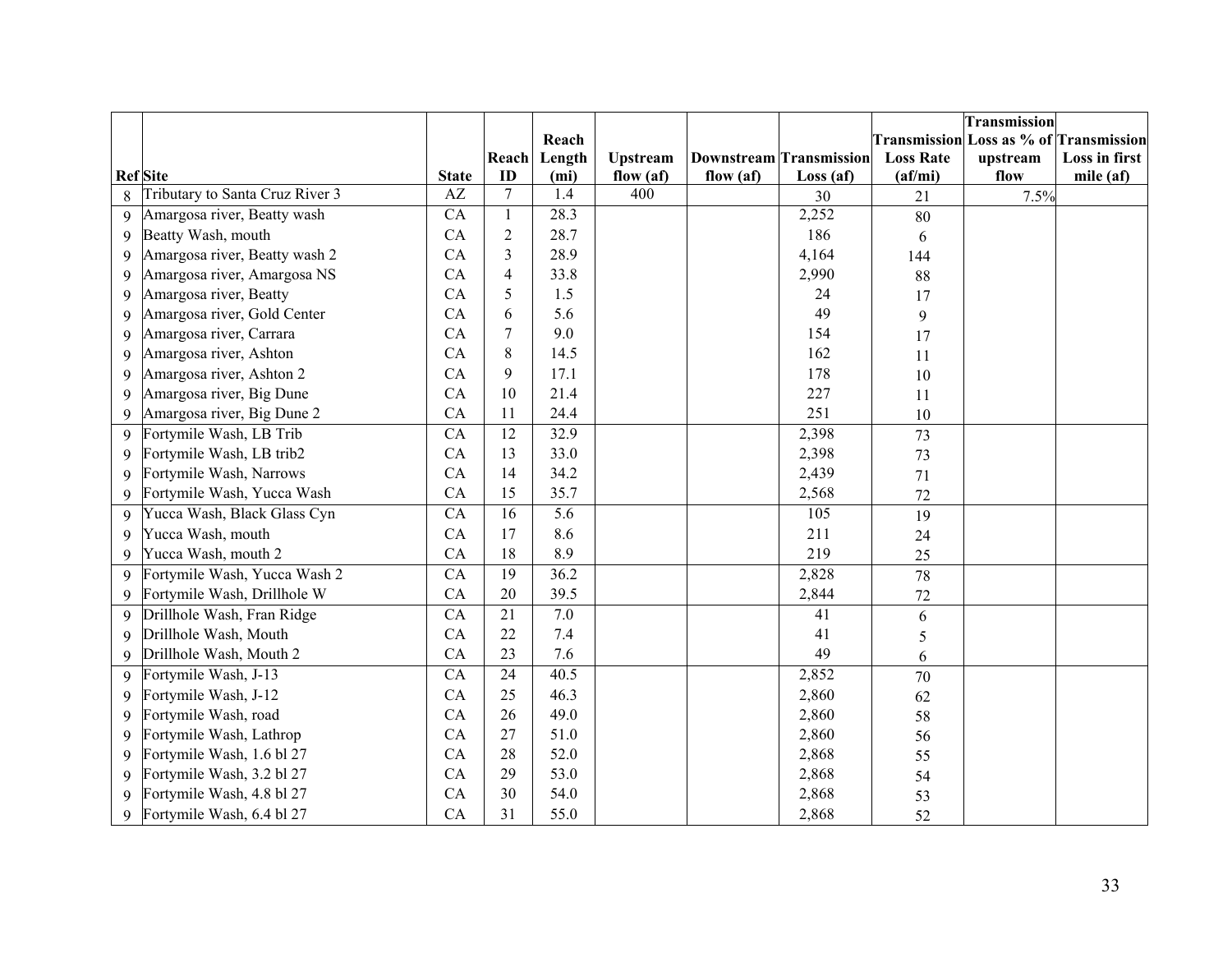| Ref | Site | State | Reach ID | Reach Length (mi) | Upstream flow (af) | Downstream flow (af) | Transmission Loss (af) | Transmission Loss Rate (af/mi) | Transmission Loss as % of upstream flow | Transmission Loss in first mile (af) |
|---|---|---|---|---|---|---|---|---|---|---|
| 8 | Tributary to Santa Cruz River 3 | AZ | 7 | 1.4 | 400 | | 30 | 21 | 7.5% | |
| 9 | Amargosa river, Beatty wash | CA | 1 | 28.3 | | | 2,252 | 80 | | |
| 9 | Beatty Wash, mouth | CA | 2 | 28.7 | | | 186 | 6 | | |
| 9 | Amargosa river, Beatty wash 2 | CA | 3 | 28.9 | | | 4,164 | 144 | | |
| 9 | Amargosa river, Amargosa NS | CA | 4 | 33.8 | | | 2,990 | 88 | | |
| 9 | Amargosa river, Beatty | CA | 5 | 1.5 | | | 24 | 17 | | |
| 9 | Amargosa river, Gold Center | CA | 6 | 5.6 | | | 49 | 9 | | |
| 9 | Amargosa river, Carrara | CA | 7 | 9.0 | | | 154 | 17 | | |
| 9 | Amargosa river, Ashton | CA | 8 | 14.5 | | | 162 | 11 | | |
| 9 | Amargosa river, Ashton 2 | CA | 9 | 17.1 | | | 178 | 10 | | |
| 9 | Amargosa river, Big Dune | CA | 10 | 21.4 | | | 227 | 11 | | |
| 9 | Amargosa river, Big Dune 2 | CA | 11 | 24.4 | | | 251 | 10 | | |
| 9 | Fortymile Wash, LB Trib | CA | 12 | 32.9 | | | 2,398 | 73 | | |
| 9 | Fortymile Wash, LB trib2 | CA | 13 | 33.0 | | | 2,398 | 73 | | |
| 9 | Fortymile Wash, Narrows | CA | 14 | 34.2 | | | 2,439 | 71 | | |
| 9 | Fortymile Wash, Yucca Wash | CA | 15 | 35.7 | | | 2,568 | 72 | | |
| 9 | Yucca Wash, Black Glass Cyn | CA | 16 | 5.6 | | | 105 | 19 | | |
| 9 | Yucca Wash, mouth | CA | 17 | 8.6 | | | 211 | 24 | | |
| 9 | Yucca Wash, mouth 2 | CA | 18 | 8.9 | | | 219 | 25 | | |
| 9 | Fortymile Wash, Yucca Wash 2 | CA | 19 | 36.2 | | | 2,828 | 78 | | |
| 9 | Fortymile Wash, Drillhole W | CA | 20 | 39.5 | | | 2,844 | 72 | | |
| 9 | Drillhole Wash, Fran Ridge | CA | 21 | 7.0 | | | 41 | 6 | | |
| 9 | Drillhole Wash, Mouth | CA | 22 | 7.4 | | | 41 | 5 | | |
| 9 | Drillhole Wash, Mouth 2 | CA | 23 | 7.6 | | | 49 | 6 | | |
| 9 | Fortymile Wash, J-13 | CA | 24 | 40.5 | | | 2,852 | 70 | | |
| 9 | Fortymile Wash, J-12 | CA | 25 | 46.3 | | | 2,860 | 62 | | |
| 9 | Fortymile Wash, road | CA | 26 | 49.0 | | | 2,860 | 58 | | |
| 9 | Fortymile Wash, Lathrop | CA | 27 | 51.0 | | | 2,860 | 56 | | |
| 9 | Fortymile Wash, 1.6 bl 27 | CA | 28 | 52.0 | | | 2,868 | 55 | | |
| 9 | Fortymile Wash, 3.2 bl 27 | CA | 29 | 53.0 | | | 2,868 | 54 | | |
| 9 | Fortymile Wash, 4.8 bl 27 | CA | 30 | 54.0 | | | 2,868 | 53 | | |
| 9 | Fortymile Wash, 6.4 bl 27 | CA | 31 | 55.0 | | | 2,868 | 52 | | |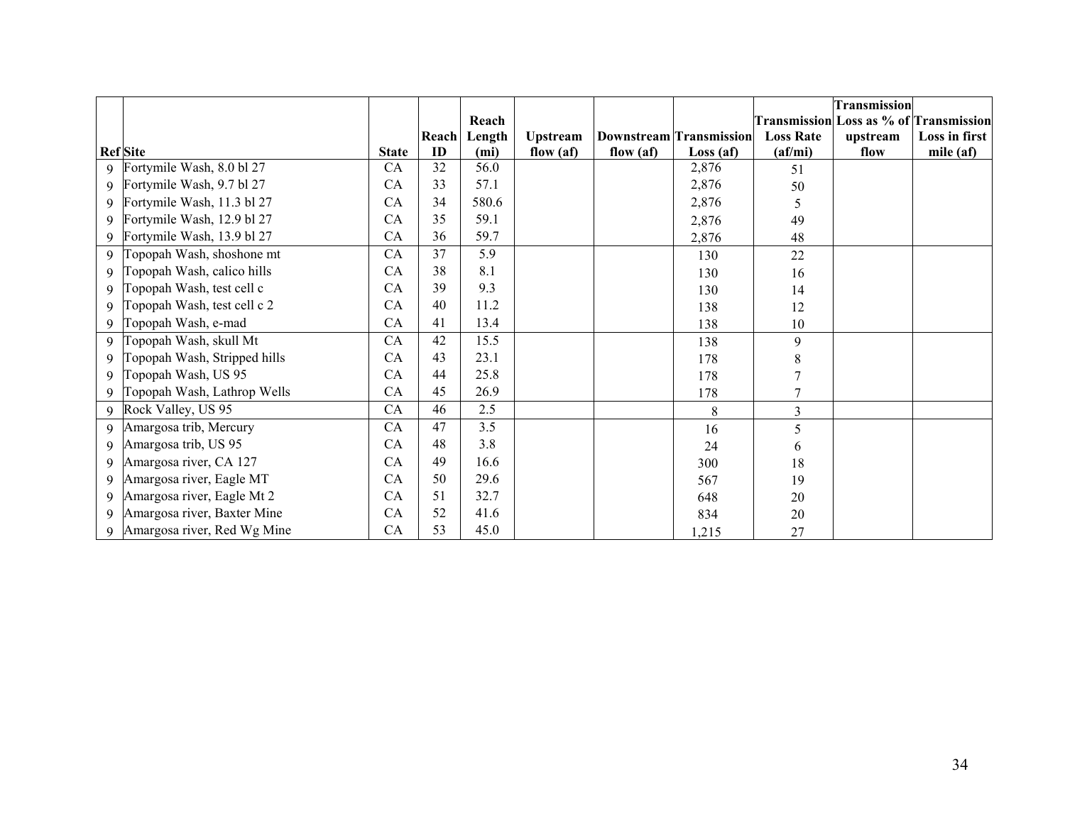| Ref | Site | State | Reach ID | Reach Length (mi) | Upstream flow (af) | Downstream flow (af) | Transmission Loss (af) | Transmission Loss Rate (af/mi) | Transmission Loss as % of upstream flow | Transmission Loss in first mile (af) |
|---|---|---|---|---|---|---|---|---|---|---|
| 9 | Fortymile Wash, 8.0 bl 27 | CA | 32 | 56.0 | | | 2,876 | 51 | | |
| 9 | Fortymile Wash, 9.7 bl 27 | CA | 33 | 57.1 | | | 2,876 | 50 | | |
| 9 | Fortymile Wash, 11.3 bl 27 | CA | 34 | 580.6 | | | 2,876 | 5 | | |
| 9 | Fortymile Wash, 12.9 bl 27 | CA | 35 | 59.1 | | | 2,876 | 49 | | |
| 9 | Fortymile Wash, 13.9 bl 27 | CA | 36 | 59.7 | | | 2,876 | 48 | | |
| 9 | Topopah Wash, shoshone mt | CA | 37 | 5.9 | | | 130 | 22 | | |
| 9 | Topopah Wash, calico hills | CA | 38 | 8.1 | | | 130 | 16 | | |
| 9 | Topopah Wash, test cell c | CA | 39 | 9.3 | | | 130 | 14 | | |
| 9 | Topopah Wash, test cell c 2 | CA | 40 | 11.2 | | | 138 | 12 | | |
| 9 | Topopah Wash, e-mad | CA | 41 | 13.4 | | | 138 | 10 | | |
| 9 | Topopah Wash, skull Mt | CA | 42 | 15.5 | | | 138 | 9 | | |
| 9 | Topopah Wash, Stripped hills | CA | 43 | 23.1 | | | 178 | 8 | | |
| 9 | Topopah Wash, US 95 | CA | 44 | 25.8 | | | 178 | 7 | | |
| 9 | Topopah Wash, Lathrop Wells | CA | 45 | 26.9 | | | 178 | 7 | | |
| 9 | Rock Valley, US 95 | CA | 46 | 2.5 | | | 8 | 3 | | |
| 9 | Amargosa trib, Mercury | CA | 47 | 3.5 | | | 16 | 5 | | |
| 9 | Amargosa trib, US 95 | CA | 48 | 3.8 | | | 24 | 6 | | |
| 9 | Amargosa river, CA 127 | CA | 49 | 16.6 | | | 300 | 18 | | |
| 9 | Amargosa river, Eagle MT | CA | 50 | 29.6 | | | 567 | 19 | | |
| 9 | Amargosa river, Eagle Mt 2 | CA | 51 | 32.7 | | | 648 | 20 | | |
| 9 | Amargosa river, Baxter Mine | CA | 52 | 41.6 | | | 834 | 20 | | |
| 9 | Amargosa river, Red Wg Mine | CA | 53 | 45.0 | | | 1,215 | 27 | | |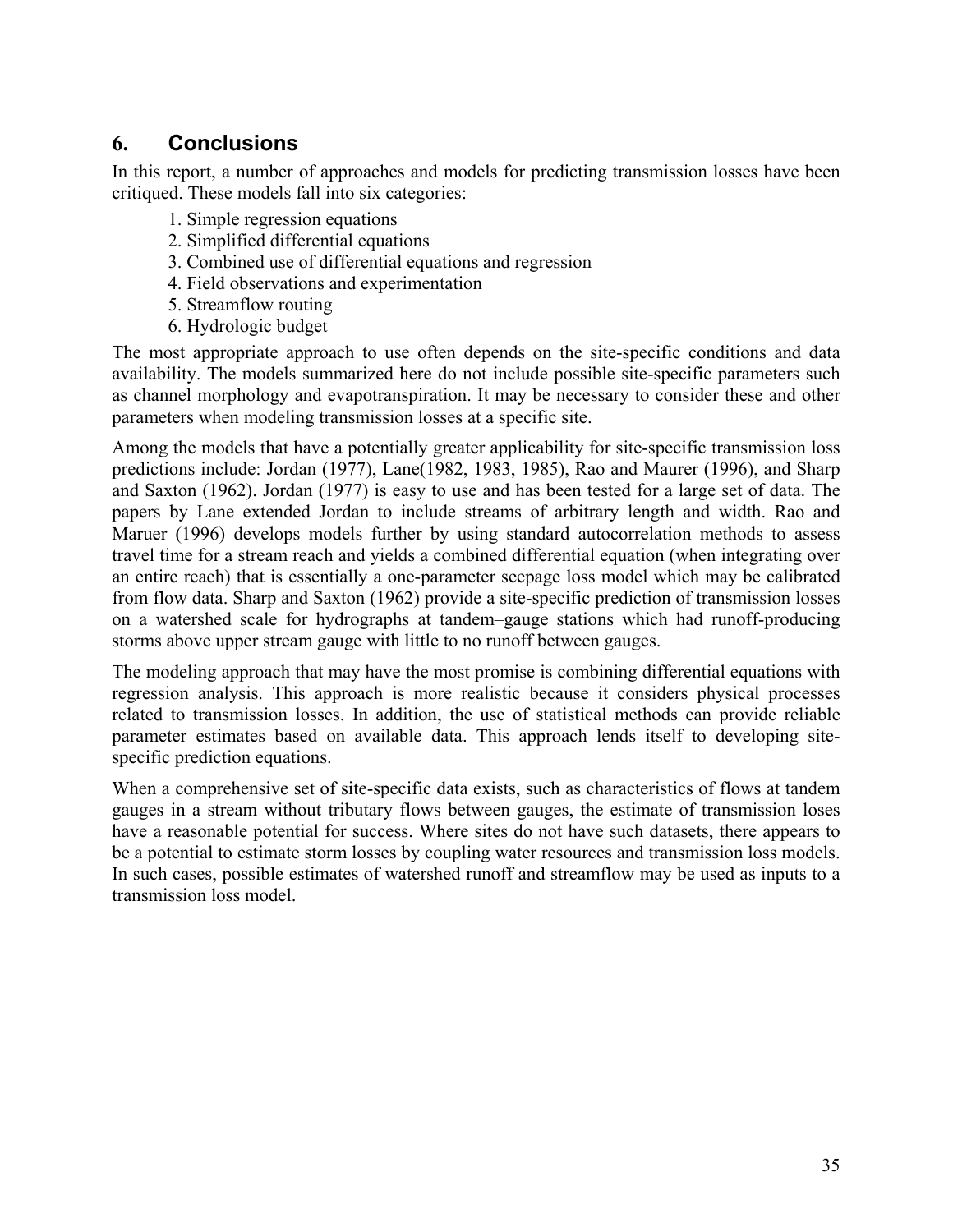## 6. Conclusions

In this report, a number of approaches and models for predicting transmission losses have been critiqued. These models fall into six categories:

1. Simple regression equations
2. Simplified differential equations
3. Combined use of differential equations and regression
4. Field observations and experimentation
5. Streamflow routing
6. Hydrologic budget

The most appropriate approach to use often depends on the site-specific conditions and data availability. The models summarized here do not include possible site-specific parameters such as channel morphology and evapotranspiration. It may be necessary to consider these and other parameters when modeling transmission losses at a specific site.

Among the models that have a potentially greater applicability for site-specific transmission loss predictions include: Jordan (1977), Lane(1982, 1983, 1985), Rao and Maurer (1996), and Sharp and Saxton (1962). Jordan (1977) is easy to use and has been tested for a large set of data. The papers by Lane extended Jordan to include streams of arbitrary length and width. Rao and Maruer (1996) develops models further by using standard autocorrelation methods to assess travel time for a stream reach and yields a combined differential equation (when integrating over an entire reach) that is essentially a one-parameter seepage loss model which may be calibrated from flow data. Sharp and Saxton (1962) provide a site-specific prediction of transmission losses on a watershed scale for hydrographs at tandem–gauge stations which had runoff-producing storms above upper stream gauge with little to no runoff between gauges.

The modeling approach that may have the most promise is combining differential equations with regression analysis. This approach is more realistic because it considers physical processes related to transmission losses. In addition, the use of statistical methods can provide reliable parameter estimates based on available data. This approach lends itself to developing site-specific prediction equations.

When a comprehensive set of site-specific data exists, such as characteristics of flows at tandem gauges in a stream without tributary flows between gauges, the estimate of transmission loses have a reasonable potential for success. Where sites do not have such datasets, there appears to be a potential to estimate storm losses by coupling water resources and transmission loss models. In such cases, possible estimates of watershed runoff and streamflow may be used as inputs to a transmission loss model.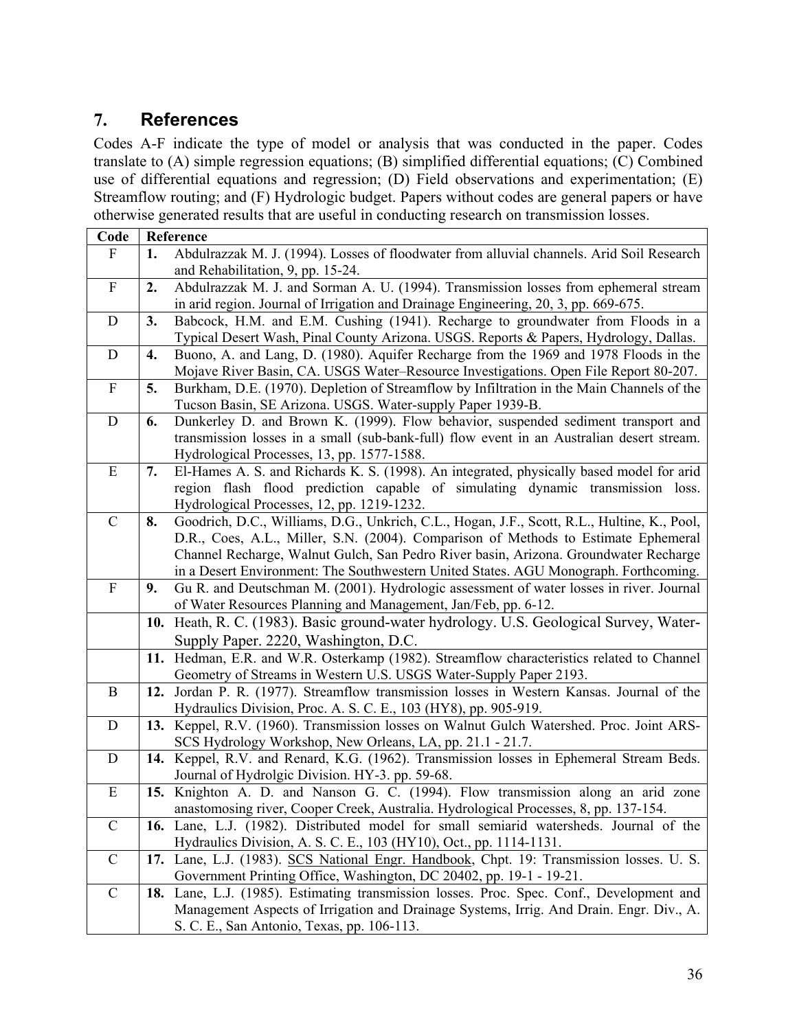## 7. References

Codes A-F indicate the type of model or analysis that was conducted in the paper. Codes translate to (A) simple regression equations; (B) simplified differential equations; (C) Combined use of differential equations and regression; (D) Field observations and experimentation; (E) Streamflow routing; and (F) Hydrologic budget. Papers without codes are general papers or have otherwise generated results that are useful in conducting research on transmission losses.

| Code | Reference |
|---|---|
| F | **1.** Abdulrazzak M. J. (1994). Losses of floodwater from alluvial channels. Arid Soil Research and Rehabilitation, 9, pp. 15-24. |
| F | **2.** Abdulrazzak M. J. and Sorman A. U. (1994). Transmission losses from ephemeral stream in arid region. Journal of Irrigation and Drainage Engineering, 20, 3, pp. 669-675. |
| D | **3.** Babcock, H.M. and E.M. Cushing (1941). Recharge to groundwater from Floods in a Typical Desert Wash, Pinal County Arizona. USGS. Reports & Papers, Hydrology, Dallas. |
| D | **4.** Buono, A. and Lang, D. (1980). Aquifer Recharge from the 1969 and 1978 Floods in the Mojave River Basin, CA. USGS Water–Resource Investigations. Open File Report 80-207. |
| F | **5.** Burkham, D.E. (1970). Depletion of Streamflow by Infiltration in the Main Channels of the Tucson Basin, SE Arizona. USGS. Water-supply Paper 1939-B. |
| D | **6.** Dunkerley D. and Brown K. (1999). Flow behavior, suspended sediment transport and transmission losses in a small (sub-bank-full) flow event in an Australian desert stream. Hydrological Processes, 13, pp. 1577-1588. |
| E | **7.** El-Hames A. S. and Richards K. S. (1998). An integrated, physically based model for arid region flash flood prediction capable of simulating dynamic transmission loss. Hydrological Processes, 12, pp. 1219-1232. |
| C | **8.** Goodrich, D.C., Williams, D.G., Unkrich, C.L., Hogan, J.F., Scott, R.L., Hultine, K., Pool, D.R., Coes, A.L., Miller, S.N. (2004). Comparison of Methods to Estimate Ephemeral Channel Recharge, Walnut Gulch, San Pedro River basin, Arizona. Groundwater Recharge in a Desert Environment: The Southwestern United States. AGU Monograph. Forthcoming. |
| F | **9.** Gu R. and Deutschman M. (2001). Hydrologic assessment of water losses in river. Journal of Water Resources Planning and Management, Jan/Feb, pp. 6-12. |
| | **10.** Heath, R. C. (1983). Basic ground-water hydrology. U.S. Geological Survey, Water-Supply Paper. 2220, Washington, D.C. |
| | **11.** Hedman, E.R. and W.R. Osterkamp (1982). Streamflow characteristics related to Channel Geometry of Streams in Western U.S. USGS Water-Supply Paper 2193. |
| B | **12.** Jordan P. R. (1977). Streamflow transmission losses in Western Kansas. Journal of the Hydraulics Division, Proc. A. S. C. E., 103 (HY8), pp. 905-919. |
| D | **13.** Keppel, R.V. (1960). Transmission losses on Walnut Gulch Watershed. Proc. Joint ARS-SCS Hydrology Workshop, New Orleans, LA, pp. 21.1 - 21.7. |
| D | **14.** Keppel, R.V. and Renard, K.G. (1962). Transmission losses in Ephemeral Stream Beds. Journal of Hydrolgic Division. HY-3. pp. 59-68. |
| E | **15.** Knighton A. D. and Nanson G. C. (1994). Flow transmission along an arid zone anastomosing river, Cooper Creek, Australia. Hydrological Processes, 8, pp. 137-154. |
| C | **16.** Lane, L.J. (1982). Distributed model for small semiarid watersheds. Journal of the Hydraulics Division, A. S. C. E., 103 (HY10), Oct., pp. 1114-1131. |
| C | **17.** Lane, L.J. (1983). SCS National Engr. Handbook, Chpt. 19: Transmission losses. U. S. Government Printing Office, Washington, DC 20402, pp. 19-1 - 19-21. |
| C | **18.** Lane, L.J. (1985). Estimating transmission losses. Proc. Spec. Conf., Development and Management Aspects of Irrigation and Drainage Systems, Irrig. And Drain. Engr. Div., A. S. C. E., San Antonio, Texas, pp. 106-113. |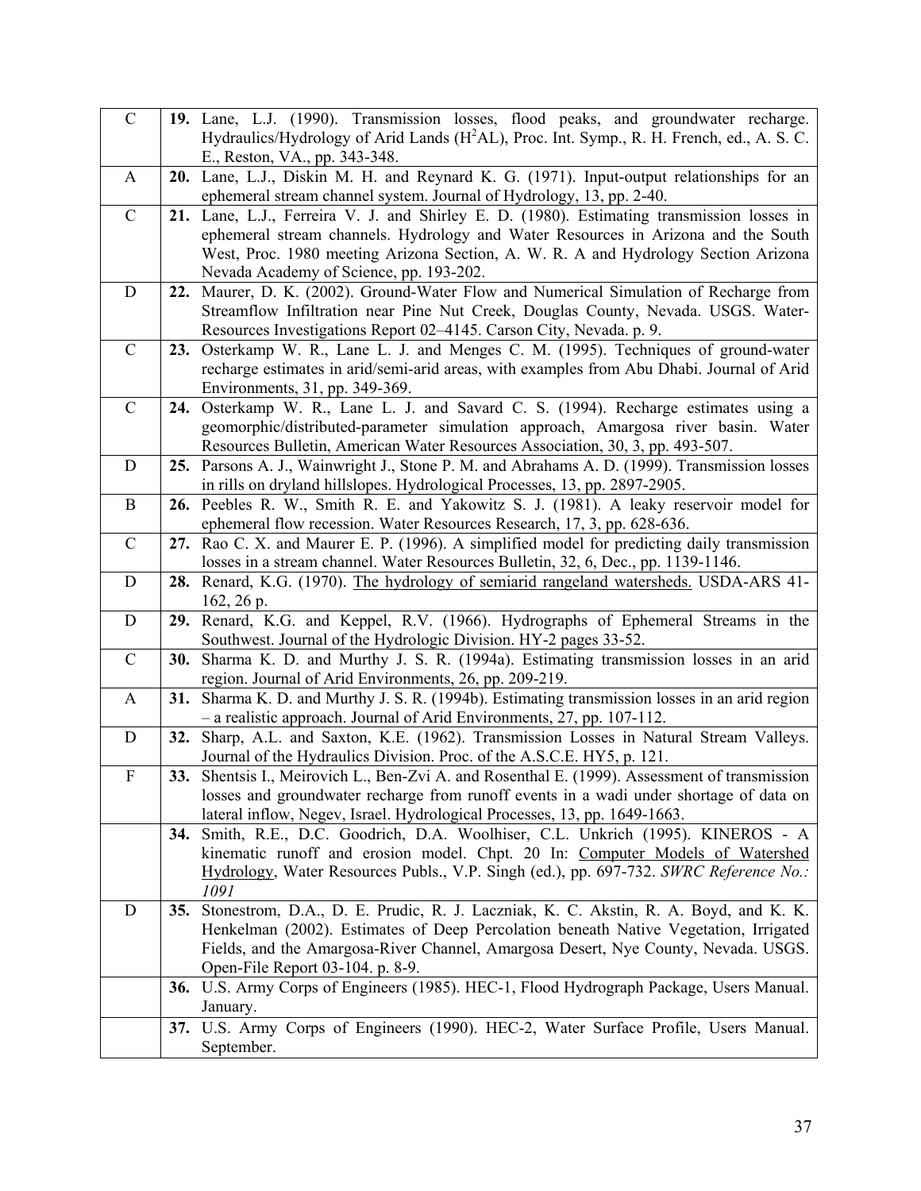| | |
|---|---|
| C | **19.** Lane, L.J. (1990). Transmission losses, flood peaks, and groundwater recharge. Hydraulics/Hydrology of Arid Lands ($H^2AL$), Proc. Int. Symp., R. H. French, ed., A. S. C. E., Reston, VA., pp. 343-348. |
| A | **20.** Lane, L.J., Diskin M. H. and Reynard K. G. (1971). Input-output relationships for an ephemeral stream channel system. Journal of Hydrology, 13, pp. 2-40. |
| C | **21.** Lane, L.J., Ferreira V. J. and Shirley E. D. (1980). Estimating transmission losses in ephemeral stream channels. Hydrology and Water Resources in Arizona and the South West, Proc. 1980 meeting Arizona Section, A. W. R. A and Hydrology Section Arizona Nevada Academy of Science, pp. 193-202. |
| D | **22.** Maurer, D. K. (2002). Ground-Water Flow and Numerical Simulation of Recharge from Streamflow Infiltration near Pine Nut Creek, Douglas County, Nevada. USGS. Water-Resources Investigations Report 02–4145. Carson City, Nevada. p. 9. |
| C | **23.** Osterkamp W. R., Lane L. J. and Menges C. M. (1995). Techniques of ground-water recharge estimates in arid/semi-arid areas, with examples from Abu Dhabi. Journal of Arid Environments, 31, pp. 349-369. |
| C | **24.** Osterkamp W. R., Lane L. J. and Savard C. S. (1994). Recharge estimates using a geomorphic/distributed-parameter simulation approach, Amargosa river basin. Water Resources Bulletin, American Water Resources Association, 30, 3, pp. 493-507. |
| D | **25.** Parsons A. J., Wainwright J., Stone P. M. and Abrahams A. D. (1999). Transmission losses in rills on dryland hillslopes. Hydrological Processes, 13, pp. 2897-2905. |
| B | **26.** Peebles R. W., Smith R. E. and Yakowitz S. J. (1981). A leaky reservoir model for ephemeral flow recession. Water Resources Research, 17, 3, pp. 628-636. |
| C | **27.** Rao C. X. and Maurer E. P. (1996). A simplified model for predicting daily transmission losses in a stream channel. Water Resources Bulletin, 32, 6, Dec., pp. 1139-1146. |
| D | **28.** Renard, K.G. (1970). The hydrology of semiarid rangeland watersheds. USDA-ARS 41-162, 26 p. |
| D | **29.** Renard, K.G. and Keppel, R.V. (1966). Hydrographs of Ephemeral Streams in the Southwest. Journal of the Hydrologic Division. HY-2 pages 33-52. |
| C | **30.** Sharma K. D. and Murthy J. S. R. (1994a). Estimating transmission losses in an arid region. Journal of Arid Environments, 26, pp. 209-219. |
| A | **31.** Sharma K. D. and Murthy J. S. R. (1994b). Estimating transmission losses in an arid region – a realistic approach. Journal of Arid Environments, 27, pp. 107-112. |
| D | **32.** Sharp, A.L. and Saxton, K.E. (1962). Transmission Losses in Natural Stream Valleys. Journal of the Hydraulics Division. Proc. of the A.S.C.E. HY5, p. 121. |
| F | **33.** Shentsis I., Meirovich L., Ben-Zvi A. and Rosenthal E. (1999). Assessment of transmission losses and groundwater recharge from runoff events in a wadi under shortage of data on lateral inflow, Negev, Israel. Hydrological Processes, 13, pp. 1649-1663. |
| | **34.** Smith, R.E., D.C. Goodrich, D.A. Woolhiser, C.L. Unkrich (1995). KINEROS - A kinematic runoff and erosion model. Chpt. 20 In: Computer Models of Watershed Hydrology, Water Resources Publs., V.P. Singh (ed.), pp. 697-732. *SWRC Reference No.: 1091* |
| D | **35.** Stonestrom, D.A., D. E. Prudic, R. J. Laczniak, K. C. Akstin, R. A. Boyd, and K. K. Henkelman (2002). Estimates of Deep Percolation beneath Native Vegetation, Irrigated Fields, and the Amargosa-River Channel, Amargosa Desert, Nye County, Nevada. USGS. Open-File Report 03-104. p. 8-9. |
| | **36.** U.S. Army Corps of Engineers (1985). HEC-1, Flood Hydrograph Package, Users Manual. January. |
| | **37.** U.S. Army Corps of Engineers (1990). HEC-2, Water Surface Profile, Users Manual. September. |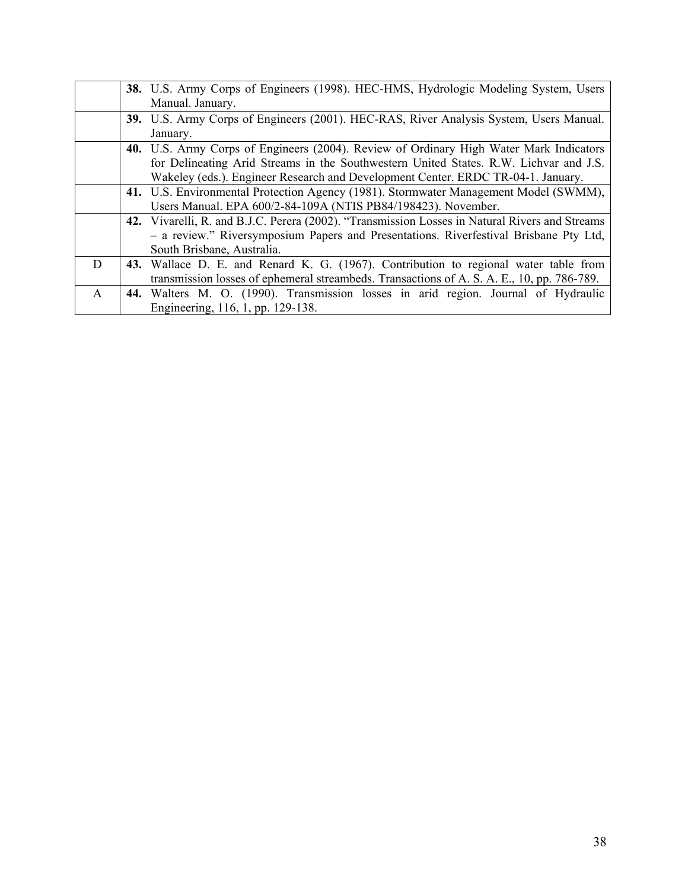| | |
|---|---|
| | **38.** U.S. Army Corps of Engineers (1998). HEC-HMS, Hydrologic Modeling System, Users Manual. January. |
| | **39.** U.S. Army Corps of Engineers (2001). HEC-RAS, River Analysis System, Users Manual. January. |
| | **40.** U.S. Army Corps of Engineers (2004). Review of Ordinary High Water Mark Indicators for Delineating Arid Streams in the Southwestern United States. R.W. Lichvar and J.S. Wakeley (eds.). Engineer Research and Development Center. ERDC TR-04-1. January. |
| | **41.** U.S. Environmental Protection Agency (1981). Stormwater Management Model (SWMM), Users Manual. EPA 600/2-84-109A (NTIS PB84/198423). November. |
| | **42.** Vivarelli, R. and B.J.C. Perera (2002). "Transmission Losses in Natural Rivers and Streams – a review." Riversymposium Papers and Presentations. Riverfestival Brisbane Pty Ltd, South Brisbane, Australia. |
| D | **43.** Wallace D. E. and Renard K. G. (1967). Contribution to regional water table from transmission losses of ephemeral streambeds. Transactions of A. S. A. E., 10, pp. 786-789. |
| A | **44.** Walters M. O. (1990). Transmission losses in arid region. Journal of Hydraulic Engineering, 116, 1, pp. 129-138. |